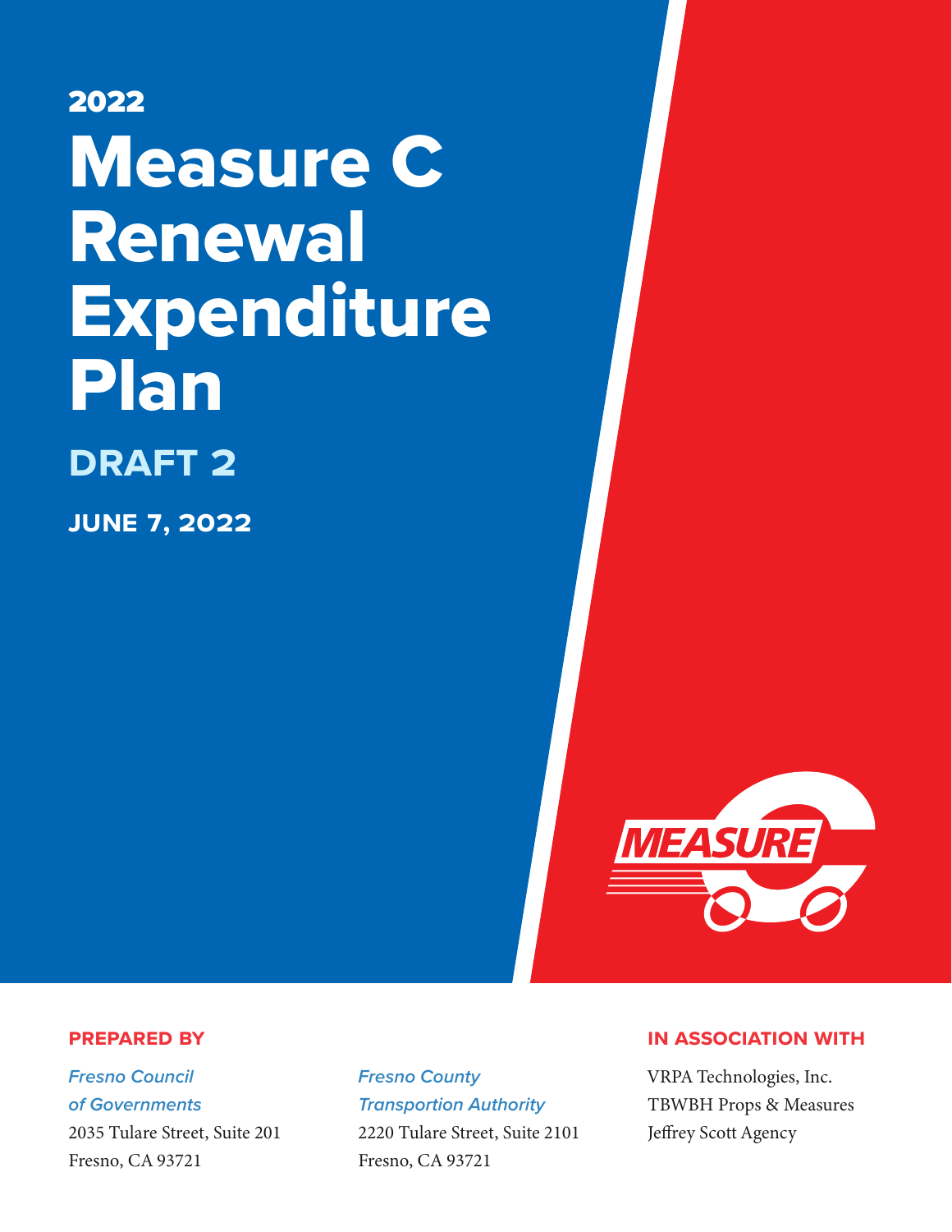2022

# Measure C Renewal Expenditure Plan

## DRAFT 2

**JUNE 7, 2022**

**PREPARED BY**

*Fresno Council of Governments*
2035 Tulare Street, Suite 201
Fresno, CA 93721

*Fresno County Transportion Authority*
2220 Tulare Street, Suite 2101
Fresno, CA 93721

**IN ASSOCIATION WITH**

VRPA Technologies, Inc.
TBWBH Props & Measures
Jeffrey Scott Agency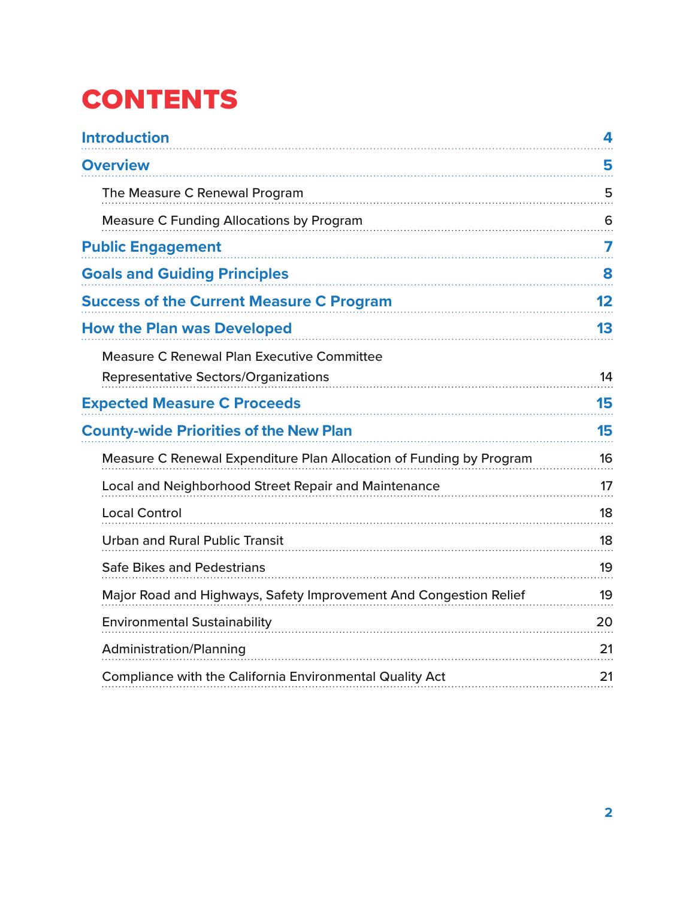# CONTENTS

| | |
|---|---|
| **Introduction** | **4** |
| **Overview** | **5** |
| The Measure C Renewal Program | 5 |
| Measure C Funding Allocations by Program | 6 |
| **Public Engagement** | **7** |
| **Goals and Guiding Principles** | **8** |
| **Success of the Current Measure C Program** | **12** |
| **How the Plan was Developed** | **13** |
| Measure C Renewal Plan Executive Committee Representative Sectors/Organizations | 14 |
| **Expected Measure C Proceeds** | **15** |
| **County-wide Priorities of the New Plan** | **15** |
| Measure C Renewal Expenditure Plan Allocation of Funding by Program | 16 |
| Local and Neighborhood Street Repair and Maintenance | 17 |
| Local Control | 18 |
| Urban and Rural Public Transit | 18 |
| Safe Bikes and Pedestrians | 19 |
| Major Road and Highways, Safety Improvement And Congestion Relief | 19 |
| Environmental Sustainability | 20 |
| Administration/Planning | 21 |
| Compliance with the California Environmental Quality Act | 21 |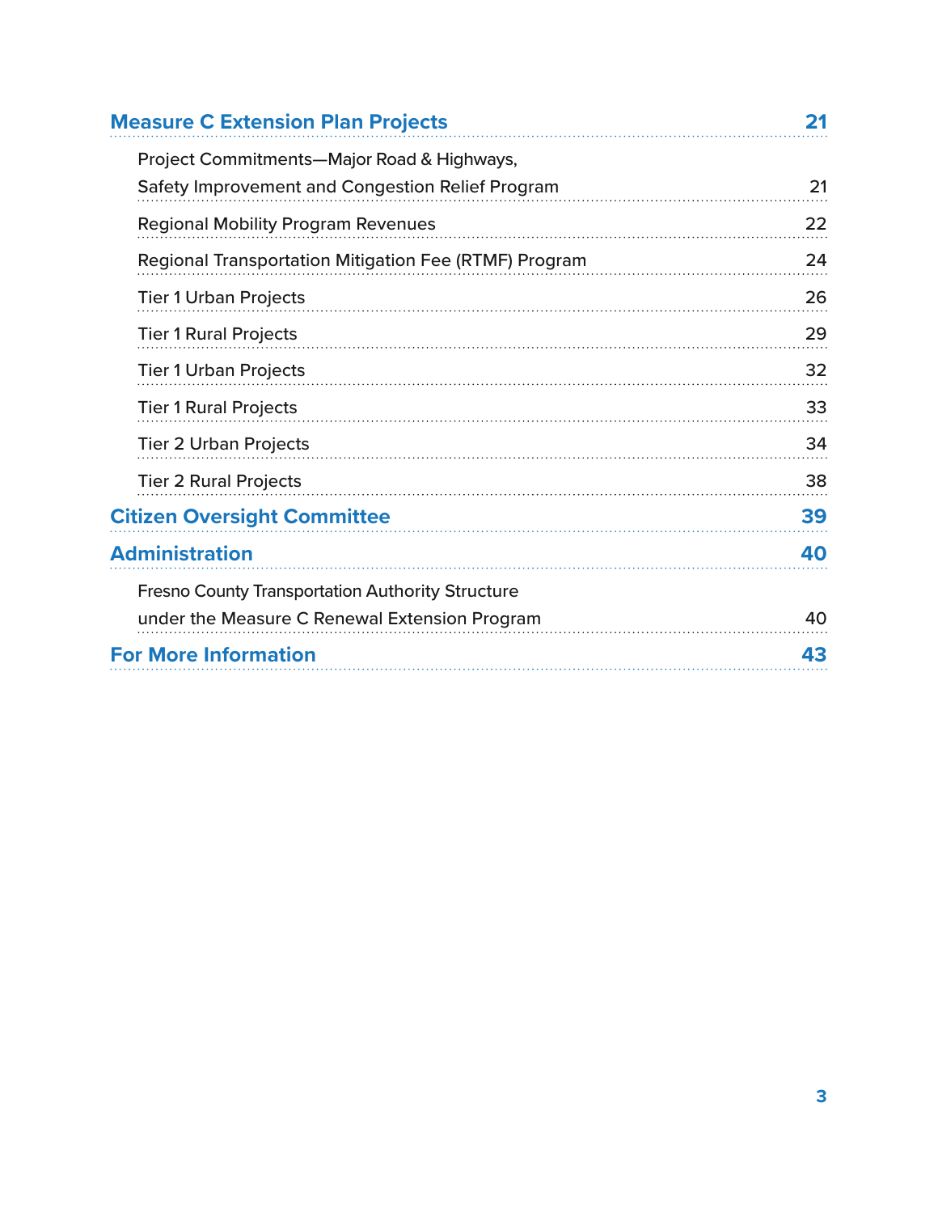| | |
|---|---|
| **Measure C Extension Plan Projects** | **21** |
| Project Commitments—Major Road & Highways, Safety Improvement and Congestion Relief Program | 21 |
| Regional Mobility Program Revenues | 22 |
| Regional Transportation Mitigation Fee (RTMF) Program | 24 |
| Tier 1 Urban Projects | 26 |
| Tier 1 Rural Projects | 29 |
| Tier 1 Urban Projects | 32 |
| Tier 1 Rural Projects | 33 |
| Tier 2 Urban Projects | 34 |
| Tier 2 Rural Projects | 38 |
| **Citizen Oversight Committee** | **39** |
| **Administration** | **40** |
| Fresno County Transportation Authority Structure under the Measure C Renewal Extension Program | 40 |
| **For More Information** | **43** |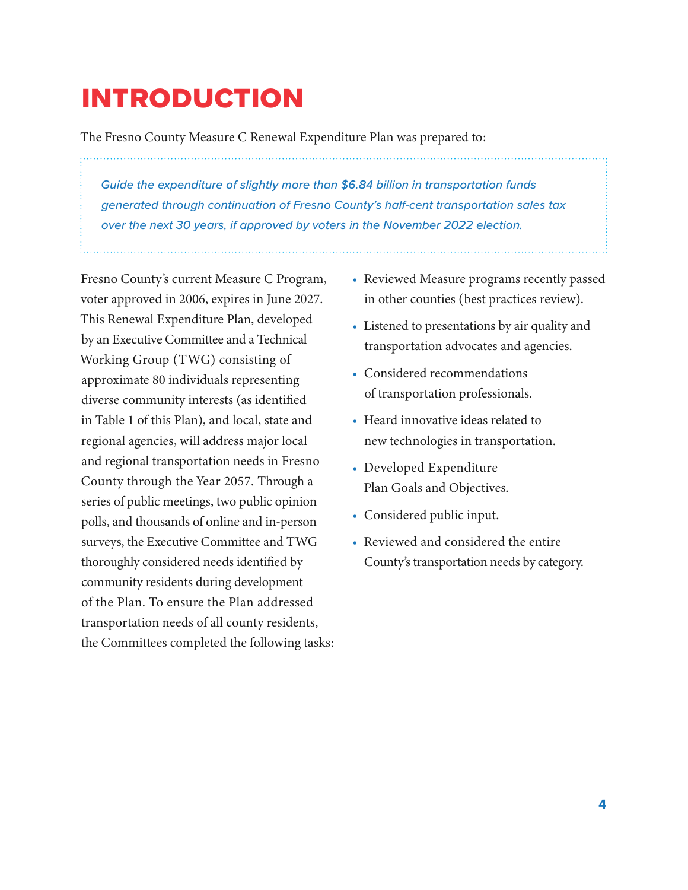# INTRODUCTION

The Fresno County Measure C Renewal Expenditure Plan was prepared to:

> *Guide the expenditure of slightly more than $6.84 billion in transportation funds generated through continuation of Fresno County's half-cent transportation sales tax over the next 30 years, if approved by voters in the November 2022 election.*

Fresno County's current Measure C Program, voter approved in 2006, expires in June 2027. This Renewal Expenditure Plan, developed by an Executive Committee and a Technical Working Group (TWG) consisting of approximate 80 individuals representing diverse community interests (as identified in Table 1 of this Plan), and local, state and regional agencies, will address major local and regional transportation needs in Fresno County through the Year 2057. Through a series of public meetings, two public opinion polls, and thousands of online and in-person surveys, the Executive Committee and TWG thoroughly considered needs identified by community residents during development of the Plan. To ensure the Plan addressed transportation needs of all county residents, the Committees completed the following tasks:

- Reviewed Measure programs recently passed in other counties (best practices review).
- Listened to presentations by air quality and transportation advocates and agencies.
- Considered recommendations of transportation professionals.
- Heard innovative ideas related to new technologies in transportation.
- Developed Expenditure Plan Goals and Objectives.
- Considered public input.
- Reviewed and considered the entire County's transportation needs by category.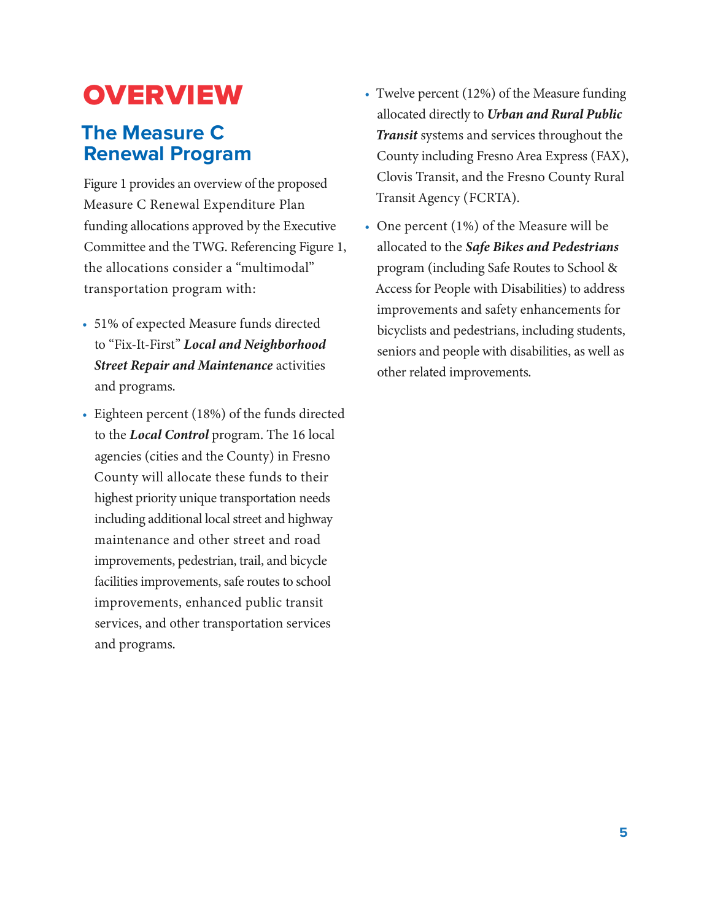# OVERVIEW

## The Measure C Renewal Program

Figure 1 provides an overview of the proposed Measure C Renewal Expenditure Plan funding allocations approved by the Executive Committee and the TWG. Referencing Figure 1, the allocations consider a "multimodal" transportation program with:

- 51% of expected Measure funds directed to "Fix-It-First" ***Local and Neighborhood Street Repair and Maintenance*** activities and programs.
- Eighteen percent (18%) of the funds directed to the ***Local Control*** program. The 16 local agencies (cities and the County) in Fresno County will allocate these funds to their highest priority unique transportation needs including additional local street and highway maintenance and other street and road improvements, pedestrian, trail, and bicycle facilities improvements, safe routes to school improvements, enhanced public transit services, and other transportation services and programs.
- Twelve percent (12%) of the Measure funding allocated directly to ***Urban and Rural Public Transit*** systems and services throughout the County including Fresno Area Express (FAX), Clovis Transit, and the Fresno County Rural Transit Agency (FCRTA).
- One percent (1%) of the Measure will be allocated to the ***Safe Bikes and Pedestrians*** program (including Safe Routes to School & Access for People with Disabilities) to address improvements and safety enhancements for bicyclists and pedestrians, including students, seniors and people with disabilities, as well as other related improvements.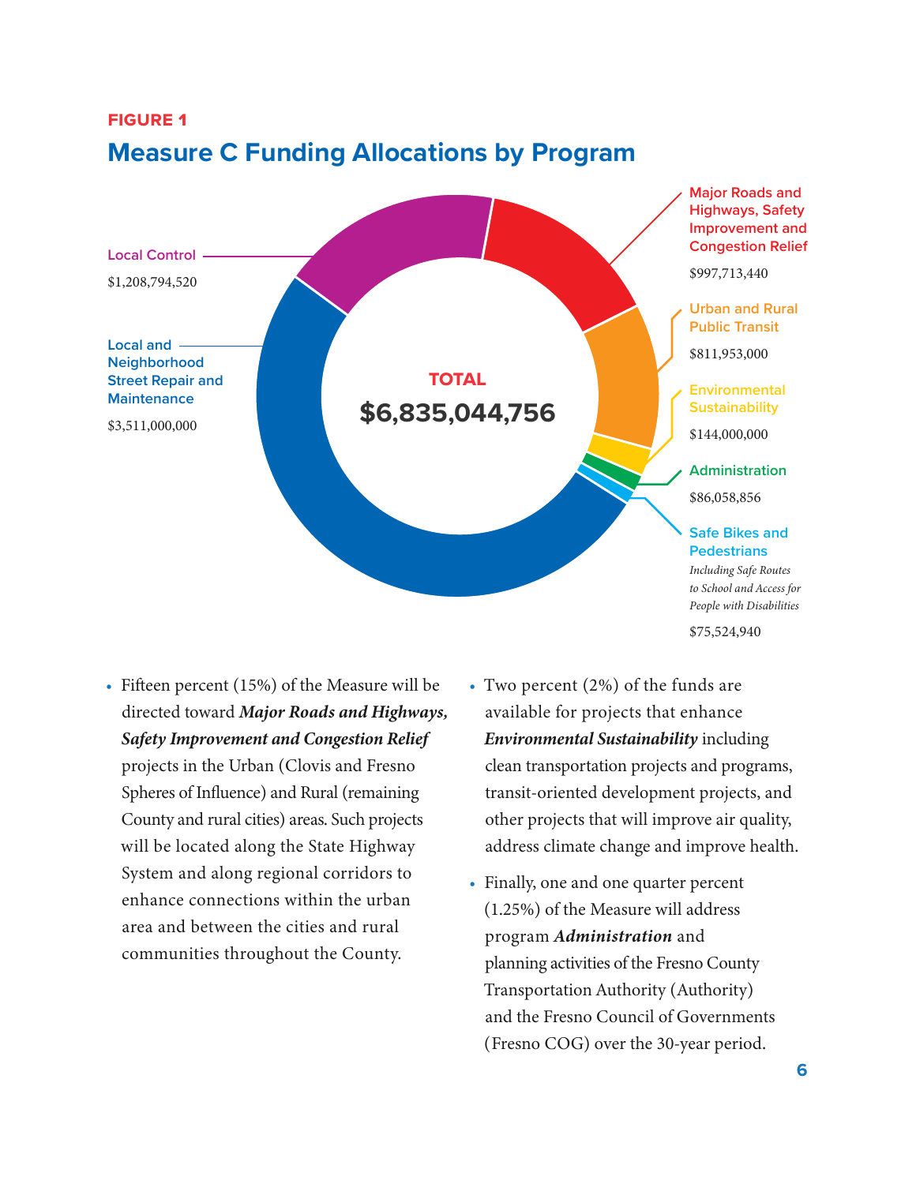**FIGURE 1**

## Measure C Funding Allocations by Program

**TOTAL $6,835,044,756**

| Program | Amount |
|---|---|
| Local and Neighborhood Street Repair and Maintenance | $3,511,000,000 |
| Local Control | $1,208,794,520 |
| Major Roads and Highways, Safety Improvement and Congestion Relief | $997,713,440 |
| Urban and Rural Public Transit | $811,953,000 |
| Environmental Sustainability | $144,000,000 |
| Administration | $86,058,856 |
| Safe Bikes and Pedestrians *Including Safe Routes to School and Access for People with Disabilities* | $75,524,940 |

- Fifteen percent (15%) of the Measure will be directed toward ***Major Roads and Highways, Safety Improvement and Congestion Relief*** projects in the Urban (Clovis and Fresno Spheres of Influence) and Rural (remaining County and rural cities) areas. Such projects will be located along the State Highway System and along regional corridors to enhance connections within the urban area and between the cities and rural communities throughout the County.
- Two percent (2%) of the funds are available for projects that enhance ***Environmental Sustainability*** including clean transportation projects and programs, transit-oriented development projects, and other projects that will improve air quality, address climate change and improve health.
- Finally, one and one quarter percent (1.25%) of the Measure will address program ***Administration*** and planning activities of the Fresno County Transportation Authority (Authority) and the Fresno Council of Governments (Fresno COG) over the 30-year period.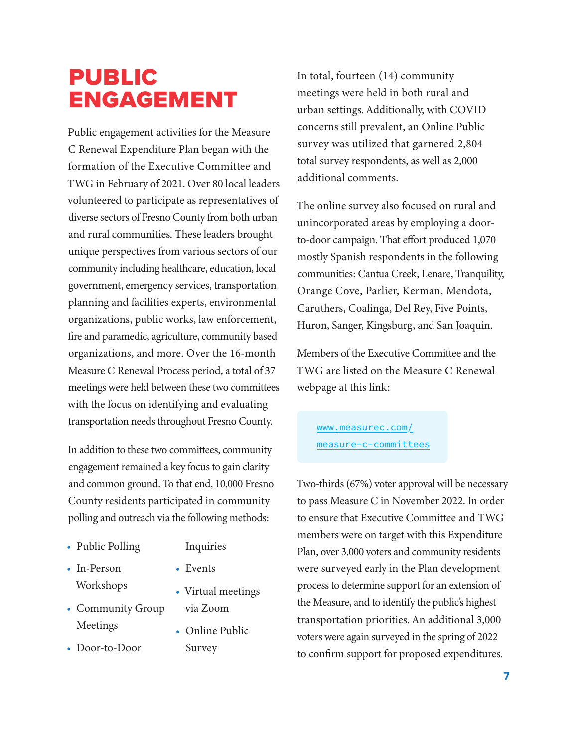# PUBLIC ENGAGEMENT

Public engagement activities for the Measure C Renewal Expenditure Plan began with the formation of the Executive Committee and TWG in February of 2021. Over 80 local leaders volunteered to participate as representatives of diverse sectors of Fresno County from both urban and rural communities. These leaders brought unique perspectives from various sectors of our community including healthcare, education, local government, emergency services, transportation planning and facilities experts, environmental organizations, public works, law enforcement, fire and paramedic, agriculture, community based organizations, and more. Over the 16-month Measure C Renewal Process period, a total of 37 meetings were held between these two committees with the focus on identifying and evaluating transportation needs throughout Fresno County.

In addition to these two committees, community engagement remained a key focus to gain clarity and common ground. To that end, 10,000 Fresno County residents participated in community polling and outreach via the following methods:

- Public Polling
- In-Person Workshops
- Community Group Meetings
- Door-to-Door Inquiries
- Events
- Virtual meetings via Zoom
- Online Public Survey

In total, fourteen (14) community meetings were held in both rural and urban settings. Additionally, with COVID concerns still prevalent, an Online Public survey was utilized that garnered 2,804 total survey respondents, as well as 2,000 additional comments.

The online survey also focused on rural and unincorporated areas by employing a door-to-door campaign. That effort produced 1,070 mostly Spanish respondents in the following communities: Cantua Creek, Lenare, Tranquility, Orange Cove, Parlier, Kerman, Mendota, Caruthers, Coalinga, Del Rey, Five Points, Huron, Sanger, Kingsburg, and San Joaquin.

Members of the Executive Committee and the TWG are listed on the Measure C Renewal webpage at this link:

[www.measurec.com/measure-c-committees](www.measurec.com/measure-c-committees)

Two-thirds (67%) voter approval will be necessary to pass Measure C in November 2022. In order to ensure that Executive Committee and TWG members were on target with this Expenditure Plan, over 3,000 voters and community residents were surveyed early in the Plan development process to determine support for an extension of the Measure, and to identify the public's highest transportation priorities. An additional 3,000 voters were again surveyed in the spring of 2022 to confirm support for proposed expenditures.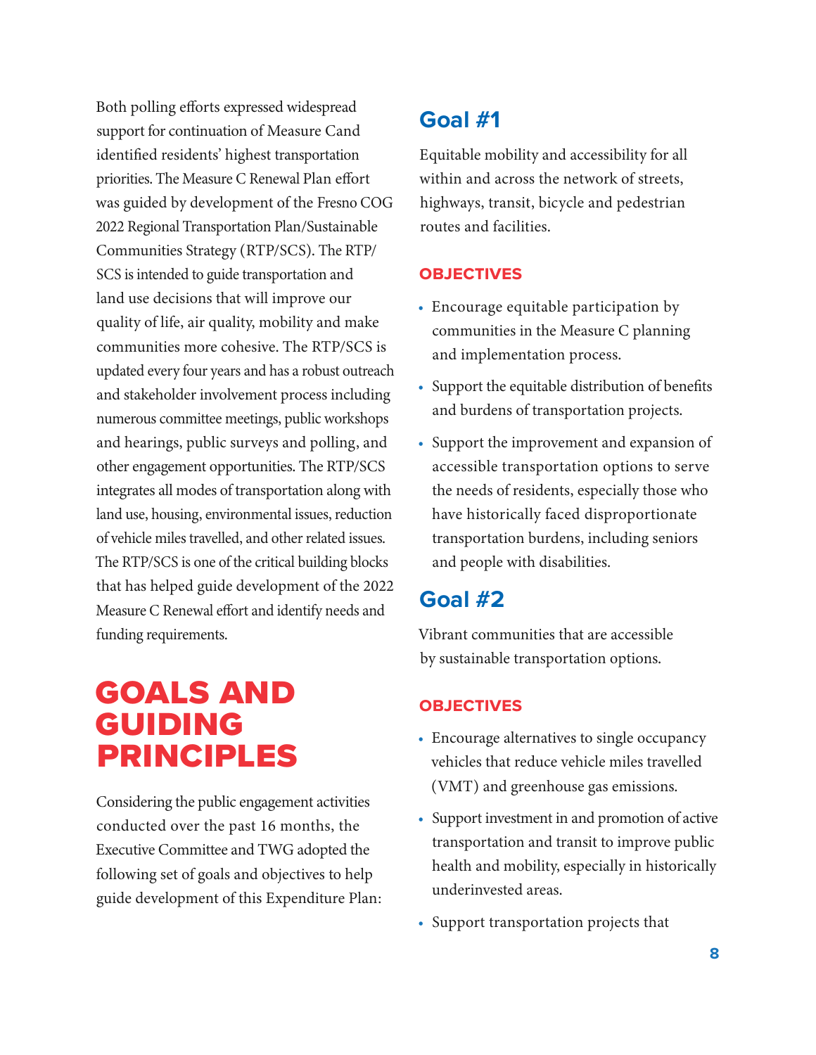Both polling efforts expressed widespread support for continuation of Measure Cand identified residents' highest transportation priorities. The Measure C Renewal Plan effort was guided by development of the Fresno COG 2022 Regional Transportation Plan/Sustainable Communities Strategy (RTP/SCS). The RTP/SCS is intended to guide transportation and land use decisions that will improve our quality of life, air quality, mobility and make communities more cohesive. The RTP/SCS is updated every four years and has a robust outreach and stakeholder involvement process including numerous committee meetings, public workshops and hearings, public surveys and polling, and other engagement opportunities. The RTP/SCS integrates all modes of transportation along with land use, housing, environmental issues, reduction of vehicle miles travelled, and other related issues. The RTP/SCS is one of the critical building blocks that has helped guide development of the 2022 Measure C Renewal effort and identify needs and funding requirements.

# GOALS AND GUIDING PRINCIPLES

Considering the public engagement activities conducted over the past 16 months, the Executive Committee and TWG adopted the following set of goals and objectives to help guide development of this Expenditure Plan:

## Goal #1

Equitable mobility and accessibility for all within and across the network of streets, highways, transit, bicycle and pedestrian routes and facilities.

### OBJECTIVES

- Encourage equitable participation by communities in the Measure C planning and implementation process.
- Support the equitable distribution of benefits and burdens of transportation projects.
- Support the improvement and expansion of accessible transportation options to serve the needs of residents, especially those who have historically faced disproportionate transportation burdens, including seniors and people with disabilities.

## Goal #2

Vibrant communities that are accessible by sustainable transportation options.

### OBJECTIVES

- Encourage alternatives to single occupancy vehicles that reduce vehicle miles travelled (VMT) and greenhouse gas emissions.
- Support investment in and promotion of active transportation and transit to improve public health and mobility, especially in historically underinvested areas.
- Support transportation projects that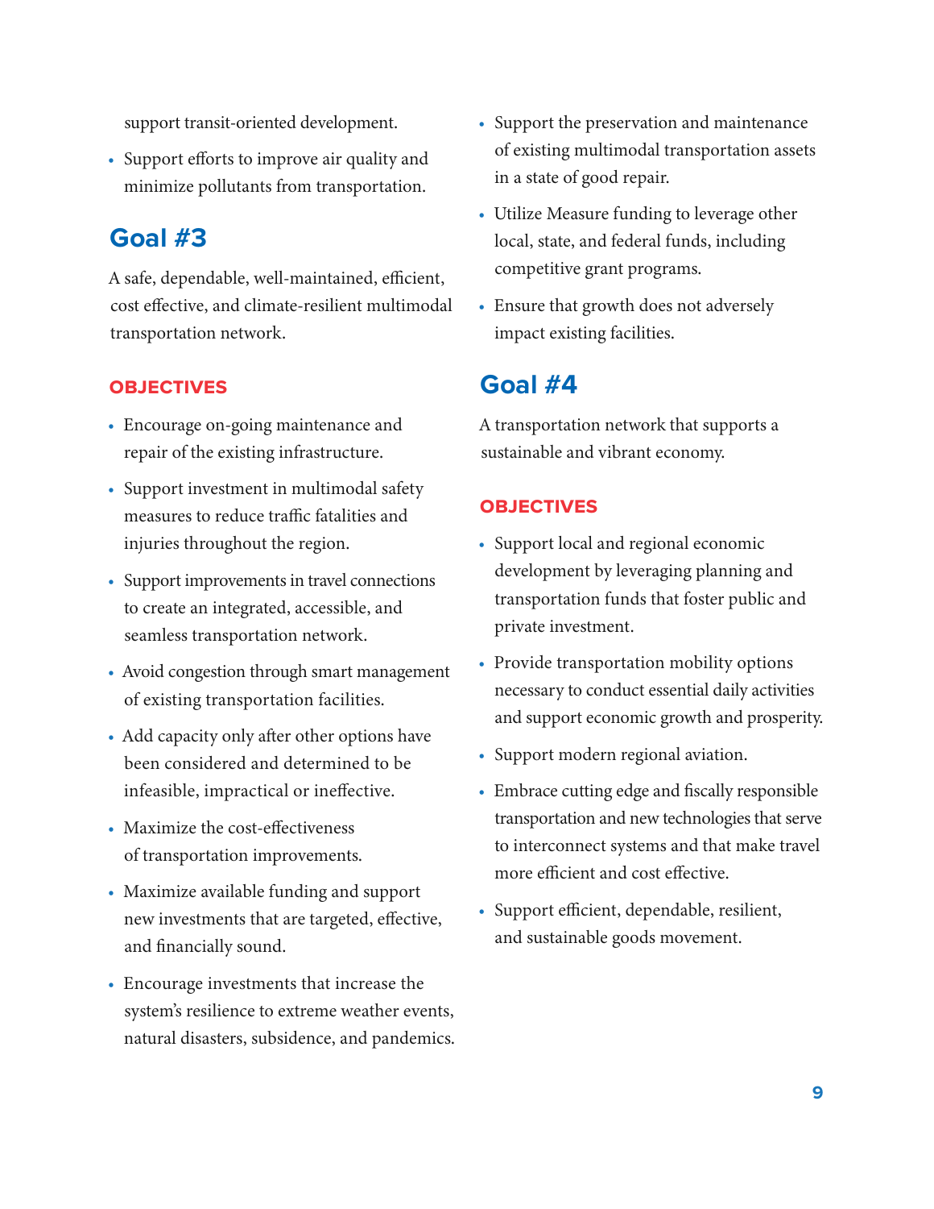support transit-oriented development.

- Support efforts to improve air quality and minimize pollutants from transportation.

## Goal #3

A safe, dependable, well-maintained, efficient, cost effective, and climate-resilient multimodal transportation network.

### OBJECTIVES

- Encourage on-going maintenance and repair of the existing infrastructure.
- Support investment in multimodal safety measures to reduce traffic fatalities and injuries throughout the region.
- Support improvements in travel connections to create an integrated, accessible, and seamless transportation network.
- Avoid congestion through smart management of existing transportation facilities.
- Add capacity only after other options have been considered and determined to be infeasible, impractical or ineffective.
- Maximize the cost-effectiveness of transportation improvements.
- Maximize available funding and support new investments that are targeted, effective, and financially sound.
- Encourage investments that increase the system's resilience to extreme weather events, natural disasters, subsidence, and pandemics.
- Support the preservation and maintenance of existing multimodal transportation assets in a state of good repair.
- Utilize Measure funding to leverage other local, state, and federal funds, including competitive grant programs.
- Ensure that growth does not adversely impact existing facilities.

## Goal #4

A transportation network that supports a sustainable and vibrant economy.

### OBJECTIVES

- Support local and regional economic development by leveraging planning and transportation funds that foster public and private investment.
- Provide transportation mobility options necessary to conduct essential daily activities and support economic growth and prosperity.
- Support modern regional aviation.
- Embrace cutting edge and fiscally responsible transportation and new technologies that serve to interconnect systems and that make travel more efficient and cost effective.
- Support efficient, dependable, resilient, and sustainable goods movement.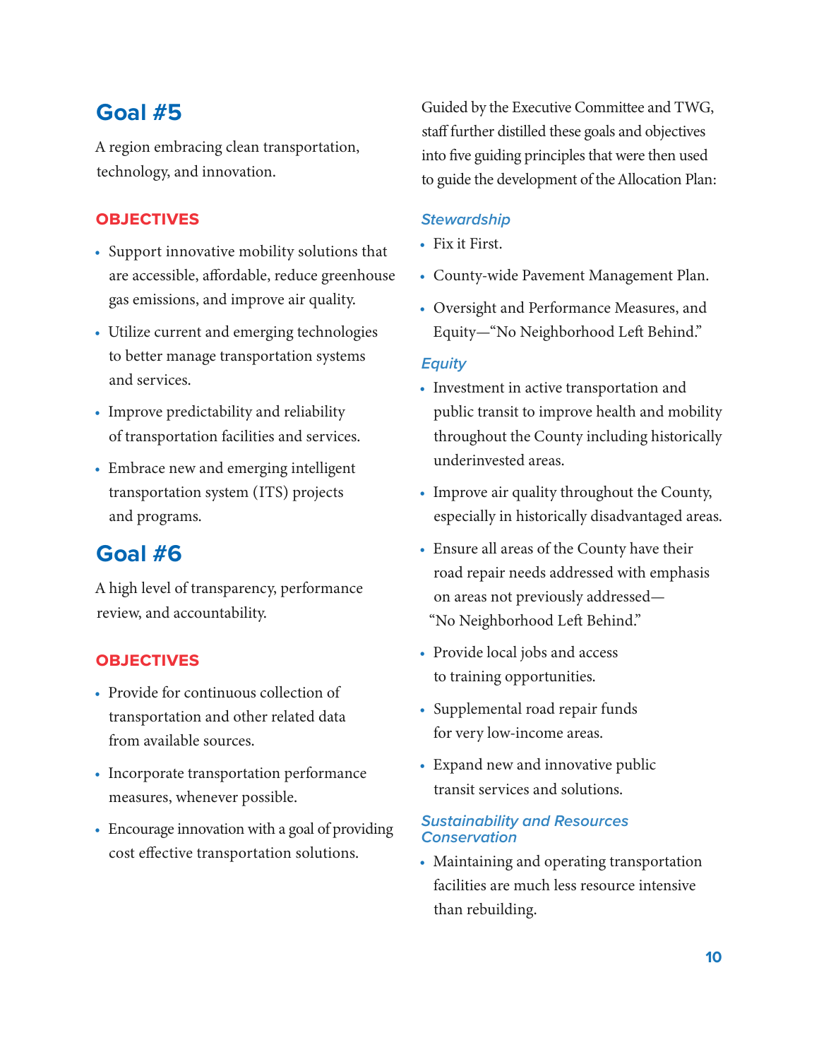## Goal #5

A region embracing clean transportation, technology, and innovation.

### OBJECTIVES

- Support innovative mobility solutions that are accessible, affordable, reduce greenhouse gas emissions, and improve air quality.
- Utilize current and emerging technologies to better manage transportation systems and services.
- Improve predictability and reliability of transportation facilities and services.
- Embrace new and emerging intelligent transportation system (ITS) projects and programs.

## Goal #6

A high level of transparency, performance review, and accountability.

### OBJECTIVES

- Provide for continuous collection of transportation and other related data from available sources.
- Incorporate transportation performance measures, whenever possible.
- Encourage innovation with a goal of providing cost effective transportation solutions.

Guided by the Executive Committee and TWG, staff further distilled these goals and objectives into five guiding principles that were then used to guide the development of the Allocation Plan:

*Stewardship*

- Fix it First.
- County-wide Pavement Management Plan.
- Oversight and Performance Measures, and Equity—"No Neighborhood Left Behind."

*Equity*

- Investment in active transportation and public transit to improve health and mobility throughout the County including historically underinvested areas.
- Improve air quality throughout the County, especially in historically disadvantaged areas.
- Ensure all areas of the County have their road repair needs addressed with emphasis on areas not previously addressed—"No Neighborhood Left Behind."
- Provide local jobs and access to training opportunities.
- Supplemental road repair funds for very low-income areas.
- Expand new and innovative public transit services and solutions.

*Sustainability and Resources Conservation*

- Maintaining and operating transportation facilities are much less resource intensive than rebuilding.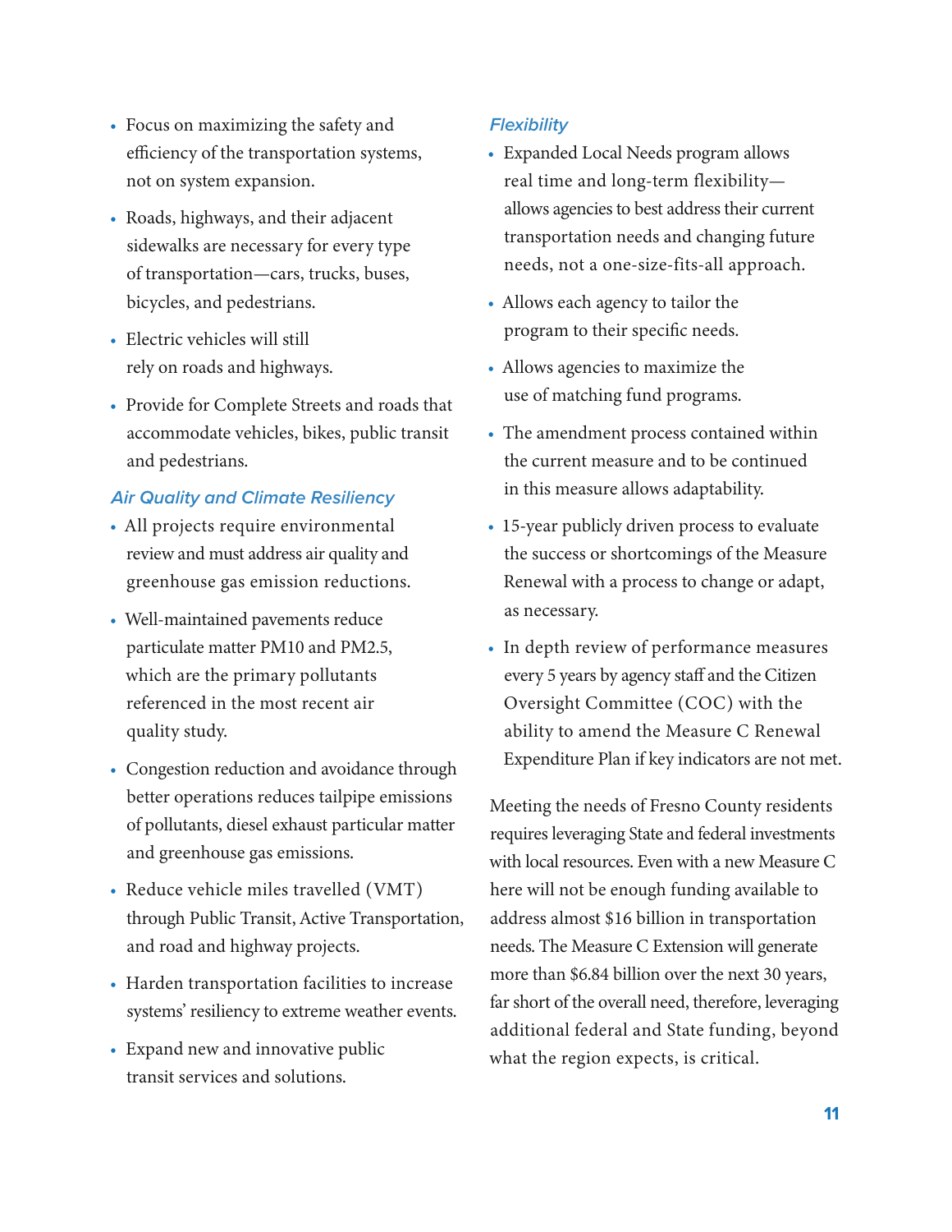- Focus on maximizing the safety and efficiency of the transportation systems, not on system expansion.
- Roads, highways, and their adjacent sidewalks are necessary for every type of transportation—cars, trucks, buses, bicycles, and pedestrians.
- Electric vehicles will still rely on roads and highways.
- Provide for Complete Streets and roads that accommodate vehicles, bikes, public transit and pedestrians.

### *Air Quality and Climate Resiliency*

- All projects require environmental review and must address air quality and greenhouse gas emission reductions.
- Well-maintained pavements reduce particulate matter PM10 and PM2.5, which are the primary pollutants referenced in the most recent air quality study.
- Congestion reduction and avoidance through better operations reduces tailpipe emissions of pollutants, diesel exhaust particular matter and greenhouse gas emissions.
- Reduce vehicle miles travelled (VMT) through Public Transit, Active Transportation, and road and highway projects.
- Harden transportation facilities to increase systems' resiliency to extreme weather events.
- Expand new and innovative public transit services and solutions.

### *Flexibility*

- Expanded Local Needs program allows real time and long-term flexibility—allows agencies to best address their current transportation needs and changing future needs, not a one-size-fits-all approach.
- Allows each agency to tailor the program to their specific needs.
- Allows agencies to maximize the use of matching fund programs.
- The amendment process contained within the current measure and to be continued in this measure allows adaptability.
- 15-year publicly driven process to evaluate the success or shortcomings of the Measure Renewal with a process to change or adapt, as necessary.
- In depth review of performance measures every 5 years by agency staff and the Citizen Oversight Committee (COC) with the ability to amend the Measure C Renewal Expenditure Plan if key indicators are not met.

Meeting the needs of Fresno County residents requires leveraging State and federal investments with local resources. Even with a new Measure C here will not be enough funding available to address almost $16 billion in transportation needs. The Measure C Extension will generate more than $6.84 billion over the next 30 years, far short of the overall need, therefore, leveraging additional federal and State funding, beyond what the region expects, is critical.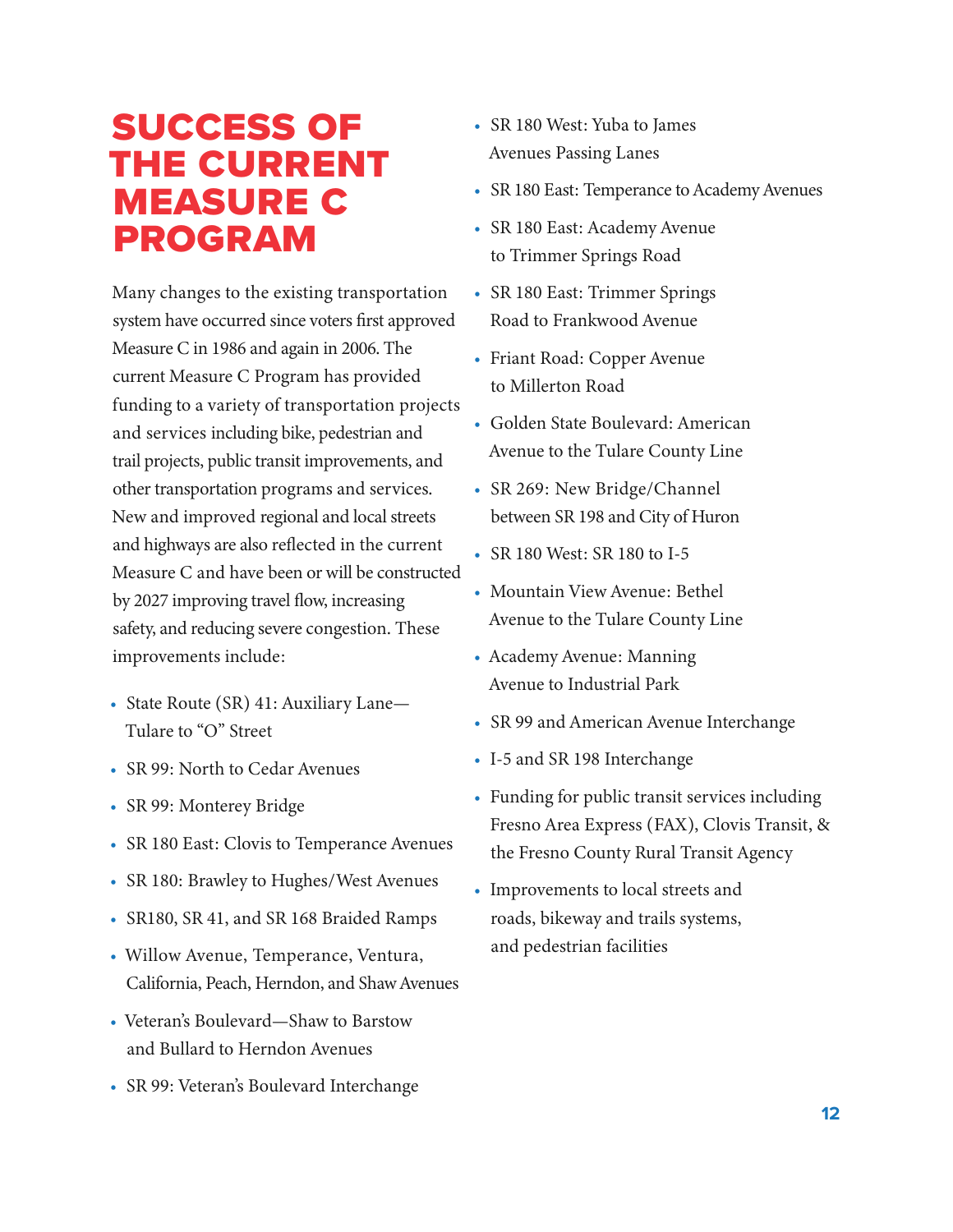# SUCCESS OF THE CURRENT MEASURE C PROGRAM

Many changes to the existing transportation system have occurred since voters first approved Measure C in 1986 and again in 2006. The current Measure C Program has provided funding to a variety of transportation projects and services including bike, pedestrian and trail projects, public transit improvements, and other transportation programs and services. New and improved regional and local streets and highways are also reflected in the current Measure C and have been or will be constructed by 2027 improving travel flow, increasing safety, and reducing severe congestion. These improvements include:

- State Route (SR) 41: Auxiliary Lane—Tulare to "O" Street
- SR 99: North to Cedar Avenues
- SR 99: Monterey Bridge
- SR 180 East: Clovis to Temperance Avenues
- SR 180: Brawley to Hughes/West Avenues
- SR180, SR 41, and SR 168 Braided Ramps
- Willow Avenue, Temperance, Ventura, California, Peach, Herndon, and Shaw Avenues
- Veteran's Boulevard—Shaw to Barstow and Bullard to Herndon Avenues
- SR 99: Veteran's Boulevard Interchange
- SR 180 West: Yuba to James Avenues Passing Lanes
- SR 180 East: Temperance to Academy Avenues
- SR 180 East: Academy Avenue to Trimmer Springs Road
- SR 180 East: Trimmer Springs Road to Frankwood Avenue
- Friant Road: Copper Avenue to Millerton Road
- Golden State Boulevard: American Avenue to the Tulare County Line
- SR 269: New Bridge/Channel between SR 198 and City of Huron
- SR 180 West: SR 180 to I-5
- Mountain View Avenue: Bethel Avenue to the Tulare County Line
- Academy Avenue: Manning Avenue to Industrial Park
- SR 99 and American Avenue Interchange
- I-5 and SR 198 Interchange
- Funding for public transit services including Fresno Area Express (FAX), Clovis Transit, & the Fresno County Rural Transit Agency
- Improvements to local streets and roads, bikeway and trails systems, and pedestrian facilities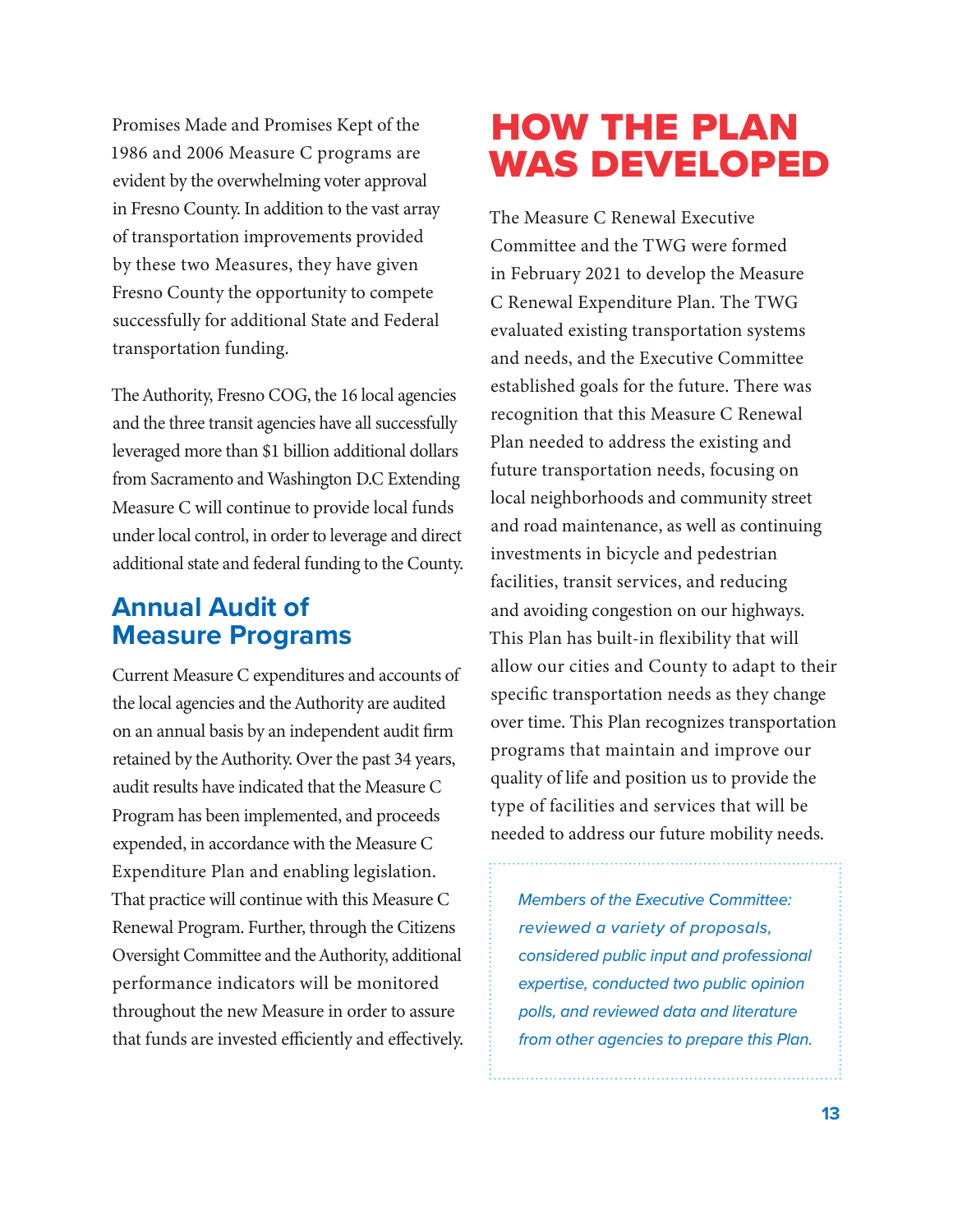Promises Made and Promises Kept of the 1986 and 2006 Measure C programs are evident by the overwhelming voter approval in Fresno County. In addition to the vast array of transportation improvements provided by these two Measures, they have given Fresno County the opportunity to compete successfully for additional State and Federal transportation funding.

The Authority, Fresno COG, the 16 local agencies and the three transit agencies have all successfully leveraged more than $1 billion additional dollars from Sacramento and Washington D.C Extending Measure C will continue to provide local funds under local control, in order to leverage and direct additional state and federal funding to the County.

## Annual Audit of Measure Programs

Current Measure C expenditures and accounts of the local agencies and the Authority are audited on an annual basis by an independent audit firm retained by the Authority. Over the past 34 years, audit results have indicated that the Measure C Program has been implemented, and proceeds expended, in accordance with the Measure C Expenditure Plan and enabling legislation. That practice will continue with this Measure C Renewal Program. Further, through the Citizens Oversight Committee and the Authority, additional performance indicators will be monitored throughout the new Measure in order to assure that funds are invested efficiently and effectively.

# HOW THE PLAN WAS DEVELOPED

The Measure C Renewal Executive Committee and the TWG were formed in February 2021 to develop the Measure C Renewal Expenditure Plan. The TWG evaluated existing transportation systems and needs, and the Executive Committee established goals for the future. There was recognition that this Measure C Renewal Plan needed to address the existing and future transportation needs, focusing on local neighborhoods and community street and road maintenance, as well as continuing investments in bicycle and pedestrian facilities, transit services, and reducing and avoiding congestion on our highways. This Plan has built-in flexibility that will allow our cities and County to adapt to their specific transportation needs as they change over time. This Plan recognizes transportation programs that maintain and improve our quality of life and position us to provide the type of facilities and services that will be needed to address our future mobility needs.

*Members of the Executive Committee: reviewed a variety of proposals, considered public input and professional expertise, conducted two public opinion polls, and reviewed data and literature from other agencies to prepare this Plan.*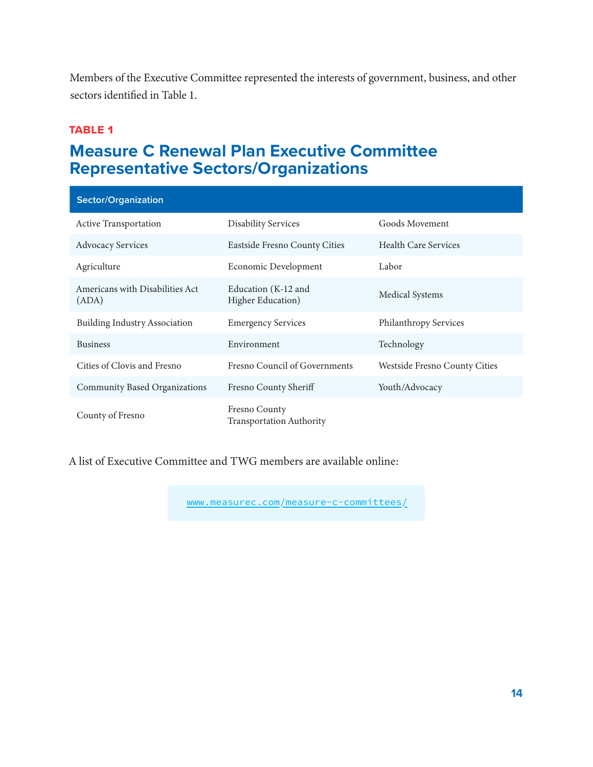Members of the Executive Committee represented the interests of government, business, and other sectors identified in Table 1.

**TABLE 1**

## Measure C Renewal Plan Executive Committee Representative Sectors/Organizations

| Sector/Organization | | |
|---|---|---|
| Active Transportation | Disability Services | Goods Movement |
| Advocacy Services | Eastside Fresno County Cities | Health Care Services |
| Agriculture | Economic Development | Labor |
| Americans with Disabilities Act (ADA) | Education (K-12 and Higher Education) | Medical Systems |
| Building Industry Association | Emergency Services | Philanthropy Services |
| Business | Environment | Technology |
| Cities of Clovis and Fresno | Fresno Council of Governments | Westside Fresno County Cities |
| Community Based Organizations | Fresno County Sheriff | Youth/Advocacy |
| County of Fresno | Fresno County Transportation Authority | |

A list of Executive Committee and TWG members are available online:

www.measurec.com/measure-c-committees/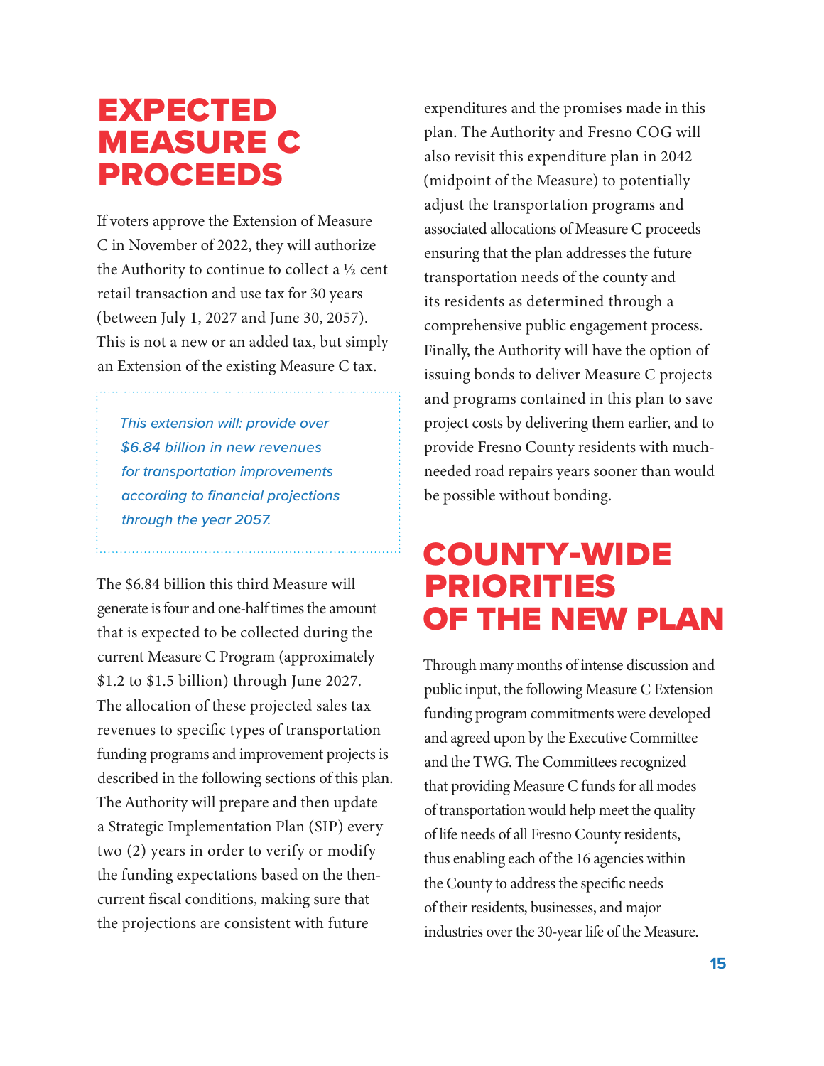# EXPECTED MEASURE C PROCEEDS

If voters approve the Extension of Measure C in November of 2022, they will authorize the Authority to continue to collect a ½ cent retail transaction and use tax for 30 years (between July 1, 2027 and June 30, 2057). This is not a new or an added tax, but simply an Extension of the existing Measure C tax.

> *This extension will: provide over $6.84 billion in new revenues for transportation improvements according to financial projections through the year 2057.*

The $6.84 billion this third Measure will generate is four and one-half times the amount that is expected to be collected during the current Measure C Program (approximately $1.2 to $1.5 billion) through June 2027. The allocation of these projected sales tax revenues to specific types of transportation funding programs and improvement projects is described in the following sections of this plan. The Authority will prepare and then update a Strategic Implementation Plan (SIP) every two (2) years in order to verify or modify the funding expectations based on the then-current fiscal conditions, making sure that the projections are consistent with future expenditures and the promises made in this plan. The Authority and Fresno COG will also revisit this expenditure plan in 2042 (midpoint of the Measure) to potentially adjust the transportation programs and associated allocations of Measure C proceeds ensuring that the plan addresses the future transportation needs of the county and its residents as determined through a comprehensive public engagement process. Finally, the Authority will have the option of issuing bonds to deliver Measure C projects and programs contained in this plan to save project costs by delivering them earlier, and to provide Fresno County residents with much-needed road repairs years sooner than would be possible without bonding.

# COUNTY-WIDE PRIORITIES OF THE NEW PLAN

Through many months of intense discussion and public input, the following Measure C Extension funding program commitments were developed and agreed upon by the Executive Committee and the TWG. The Committees recognized that providing Measure C funds for all modes of transportation would help meet the quality of life needs of all Fresno County residents, thus enabling each of the 16 agencies within the County to address the specific needs of their residents, businesses, and major industries over the 30-year life of the Measure.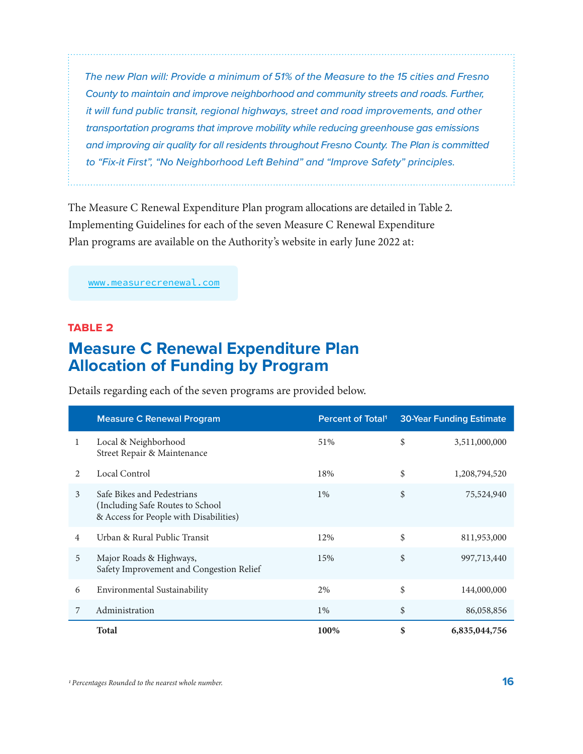*The new Plan will: Provide a minimum of 51% of the Measure to the 15 cities and Fresno County to maintain and improve neighborhood and community streets and roads. Further, it will fund public transit, regional highways, street and road improvements, and other transportation programs that improve mobility while reducing greenhouse gas emissions and improving air quality for all residents throughout Fresno County. The Plan is committed to "Fix-it First", "No Neighborhood Left Behind" and "Improve Safety" principles.*

The Measure C Renewal Expenditure Plan program allocations are detailed in Table 2. Implementing Guidelines for each of the seven Measure C Renewal Expenditure Plan programs are available on the Authority's website in early June 2022 at:

www.measurecrenewal.com

**TABLE 2**

## Measure C Renewal Expenditure Plan Allocation of Funding by Program

Details regarding each of the seven programs are provided below.

| | Measure C Renewal Program | Percent of Total[1] | 30-Year Funding Estimate | |
|---|---|---|---|---|
| 1 | Local & Neighborhood Street Repair & Maintenance | 51% | $ | 3,511,000,000 |
| 2 | Local Control | 18% | $ | 1,208,794,520 |
| 3 | Safe Bikes and Pedestrians (Including Safe Routes to School & Access for People with Disabilities) | 1% | $ | 75,524,940 |
| 4 | Urban & Rural Public Transit | 12% | $ | 811,953,000 |
| 5 | Major Roads & Highways, Safety Improvement and Congestion Relief | 15% | $ | 997,713,440 |
| 6 | Environmental Sustainability | 2% | $ | 144,000,000 |
| 7 | Administration | 1% | $ | 86,058,856 |
| | **Total** | **100%** | **$** | **6,835,044,756** |

[1] *Percentages Rounded to the nearest whole number.*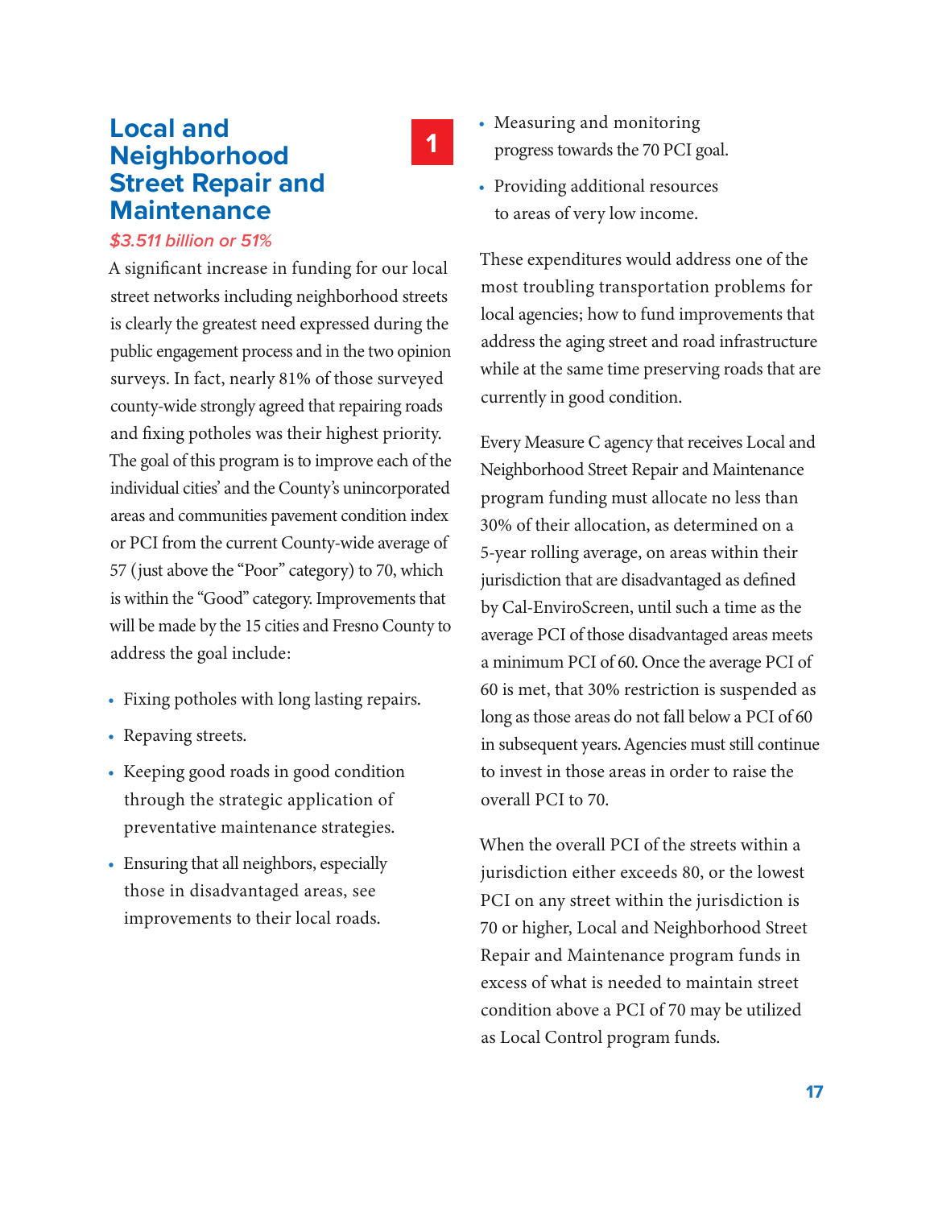# Local and Neighborhood Street Repair and Maintenance

1

*$3.511 billion or 51%*

A significant increase in funding for our local street networks including neighborhood streets is clearly the greatest need expressed during the public engagement process and in the two opinion surveys. In fact, nearly 81% of those surveyed county-wide strongly agreed that repairing roads and fixing potholes was their highest priority. The goal of this program is to improve each of the individual cities' and the County's unincorporated areas and communities pavement condition index or PCI from the current County-wide average of 57 (just above the "Poor" category) to 70, which is within the "Good" category. Improvements that will be made by the 15 cities and Fresno County to address the goal include:

- Fixing potholes with long lasting repairs.
- Repaving streets.
- Keeping good roads in good condition through the strategic application of preventative maintenance strategies.
- Ensuring that all neighbors, especially those in disadvantaged areas, see improvements to their local roads.
- Measuring and monitoring progress towards the 70 PCI goal.
- Providing additional resources to areas of very low income.

These expenditures would address one of the most troubling transportation problems for local agencies; how to fund improvements that address the aging street and road infrastructure while at the same time preserving roads that are currently in good condition.

Every Measure C agency that receives Local and Neighborhood Street Repair and Maintenance program funding must allocate no less than 30% of their allocation, as determined on a 5-year rolling average, on areas within their jurisdiction that are disadvantaged as defined by Cal-EnviroScreen, until such a time as the average PCI of those disadvantaged areas meets a minimum PCI of 60. Once the average PCI of 60 is met, that 30% restriction is suspended as long as those areas do not fall below a PCI of 60 in subsequent years. Agencies must still continue to invest in those areas in order to raise the overall PCI to 70.

When the overall PCI of the streets within a jurisdiction either exceeds 80, or the lowest PCI on any street within the jurisdiction is 70 or higher, Local and Neighborhood Street Repair and Maintenance program funds in excess of what is needed to maintain street condition above a PCI of 70 may be utilized as Local Control program funds.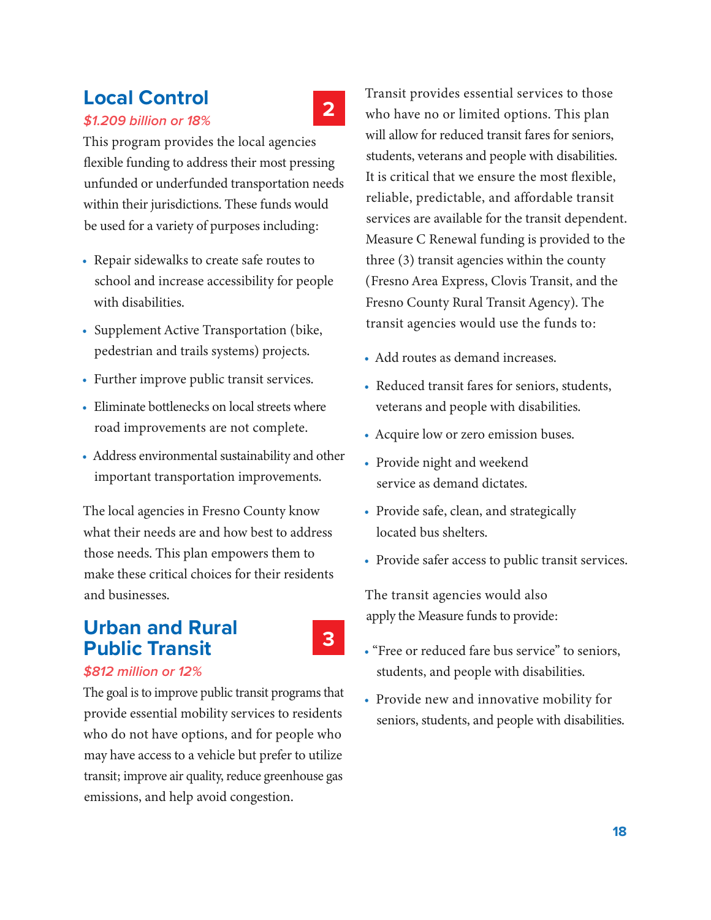## Local Control

**2**

*$1.209 billion or 18%*

This program provides the local agencies flexible funding to address their most pressing unfunded or underfunded transportation needs within their jurisdictions. These funds would be used for a variety of purposes including:

- Repair sidewalks to create safe routes to school and increase accessibility for people with disabilities.
- Supplement Active Transportation (bike, pedestrian and trails systems) projects.
- Further improve public transit services.
- Eliminate bottlenecks on local streets where road improvements are not complete.
- Address environmental sustainability and other important transportation improvements.

The local agencies in Fresno County know what their needs are and how best to address those needs. This plan empowers them to make these critical choices for their residents and businesses.

## Urban and Rural Public Transit

**3**

*$812 million or 12%*

The goal is to improve public transit programs that provide essential mobility services to residents who do not have options, and for people who may have access to a vehicle but prefer to utilize transit; improve air quality, reduce greenhouse gas emissions, and help avoid congestion.

Transit provides essential services to those who have no or limited options. This plan will allow for reduced transit fares for seniors, students, veterans and people with disabilities. It is critical that we ensure the most flexible, reliable, predictable, and affordable transit services are available for the transit dependent. Measure C Renewal funding is provided to the three (3) transit agencies within the county (Fresno Area Express, Clovis Transit, and the Fresno County Rural Transit Agency). The transit agencies would use the funds to:

- Add routes as demand increases.
- Reduced transit fares for seniors, students, veterans and people with disabilities.
- Acquire low or zero emission buses.
- Provide night and weekend service as demand dictates.
- Provide safe, clean, and strategically located bus shelters.
- Provide safer access to public transit services.

The transit agencies would also apply the Measure funds to provide:

- "Free or reduced fare bus service" to seniors, students, and people with disabilities.
- Provide new and innovative mobility for seniors, students, and people with disabilities.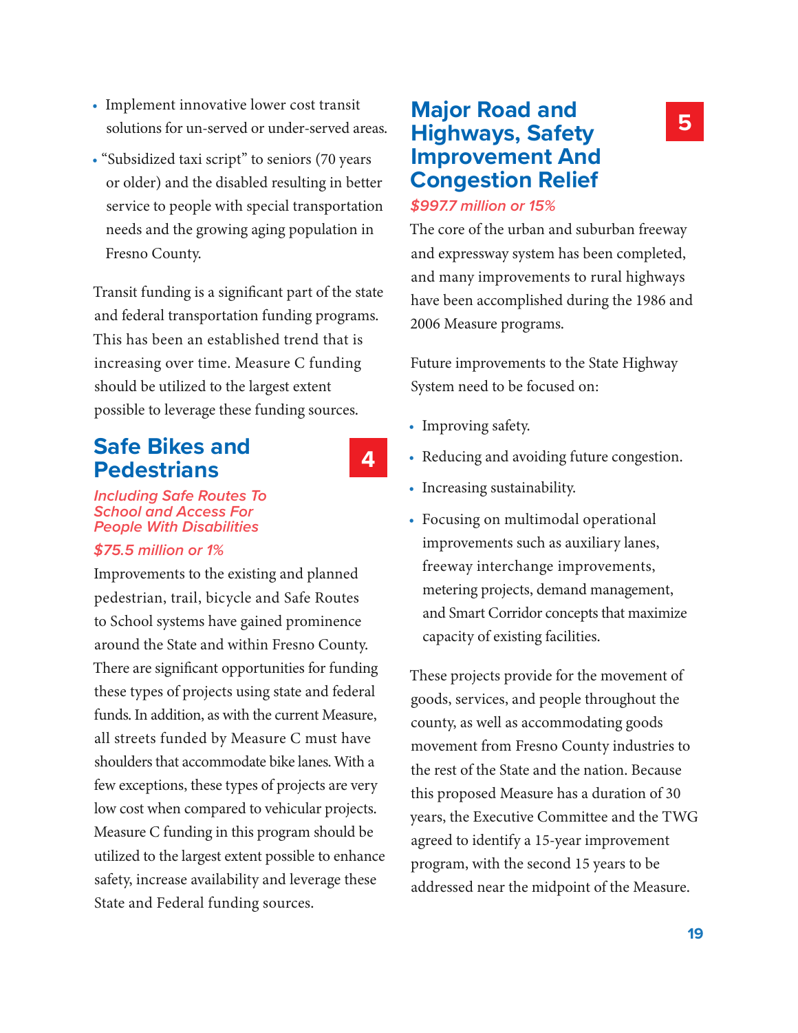- Implement innovative lower cost transit solutions for un-served or under-served areas.
- "Subsidized taxi script" to seniors (70 years or older) and the disabled resulting in better service to people with special transportation needs and the growing aging population in Fresno County.

Transit funding is a significant part of the state and federal transportation funding programs. This has been an established trend that is increasing over time. Measure C funding should be utilized to the largest extent possible to leverage these funding sources.

## Safe Bikes and Pedestrians 4

*Including Safe Routes To School and Access For People With Disabilities*

*$75.5 million or 1%*

Improvements to the existing and planned pedestrian, trail, bicycle and Safe Routes to School systems have gained prominence around the State and within Fresno County. There are significant opportunities for funding these types of projects using state and federal funds. In addition, as with the current Measure, all streets funded by Measure C must have shoulders that accommodate bike lanes. With a few exceptions, these types of projects are very low cost when compared to vehicular projects. Measure C funding in this program should be utilized to the largest extent possible to enhance safety, increase availability and leverage these State and Federal funding sources.

## Major Road and Highways, Safety Improvement And Congestion Relief 5

*$997.7 million or 15%*

The core of the urban and suburban freeway and expressway system has been completed, and many improvements to rural highways have been accomplished during the 1986 and 2006 Measure programs.

Future improvements to the State Highway System need to be focused on:

- Improving safety.
- Reducing and avoiding future congestion.
- Increasing sustainability.
- Focusing on multimodal operational improvements such as auxiliary lanes, freeway interchange improvements, metering projects, demand management, and Smart Corridor concepts that maximize capacity of existing facilities.

These projects provide for the movement of goods, services, and people throughout the county, as well as accommodating goods movement from Fresno County industries to the rest of the State and the nation. Because this proposed Measure has a duration of 30 years, the Executive Committee and the TWG agreed to identify a 15-year improvement program, with the second 15 years to be addressed near the midpoint of the Measure.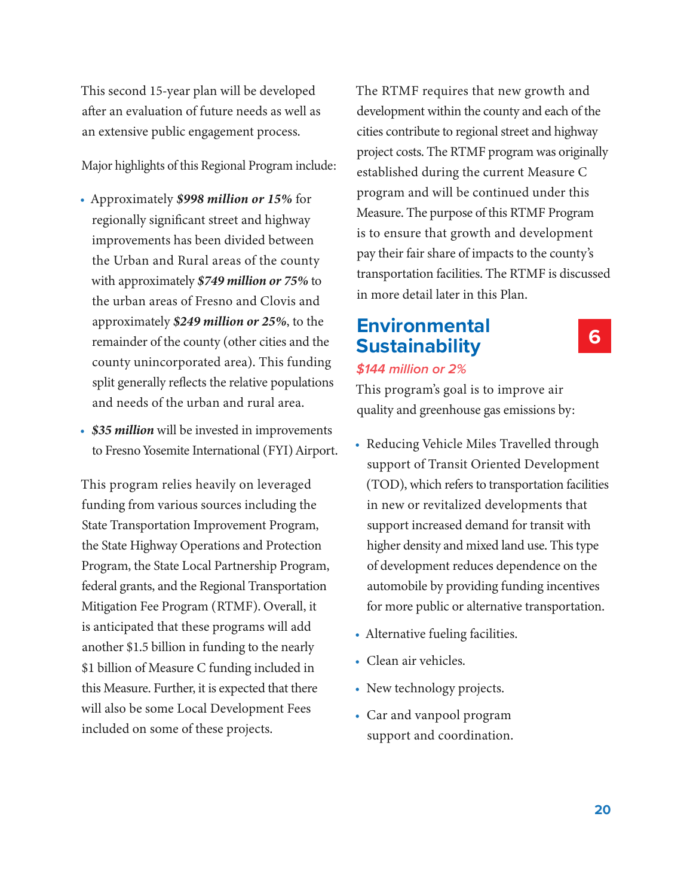This second 15-year plan will be developed after an evaluation of future needs as well as an extensive public engagement process.

Major highlights of this Regional Program include:

- Approximately ***$998 million or 15%*** for regionally significant street and highway improvements has been divided between the Urban and Rural areas of the county with approximately ***$749 million or 75%*** to the urban areas of Fresno and Clovis and approximately ***$249 million or 25%***, to the remainder of the county (other cities and the county unincorporated area). This funding split generally reflects the relative populations and needs of the urban and rural area.
- ***$35 million*** will be invested in improvements to Fresno Yosemite International (FYI) Airport.

This program relies heavily on leveraged funding from various sources including the State Transportation Improvement Program, the State Highway Operations and Protection Program, the State Local Partnership Program, federal grants, and the Regional Transportation Mitigation Fee Program (RTMF). Overall, it is anticipated that these programs will add another $1.5 billion in funding to the nearly $1 billion of Measure C funding included in this Measure. Further, it is expected that there will also be some Local Development Fees included on some of these projects.

The RTMF requires that new growth and development within the county and each of the cities contribute to regional street and highway project costs. The RTMF program was originally established during the current Measure C program and will be continued under this Measure. The purpose of this RTMF Program is to ensure that growth and development pay their fair share of impacts to the county's transportation facilities. The RTMF is discussed in more detail later in this Plan.

## Environmental Sustainability 6

*$144 million or 2%*

This program's goal is to improve air quality and greenhouse gas emissions by:

- Reducing Vehicle Miles Travelled through support of Transit Oriented Development (TOD), which refers to transportation facilities in new or revitalized developments that support increased demand for transit with higher density and mixed land use. This type of development reduces dependence on the automobile by providing funding incentives for more public or alternative transportation.
- Alternative fueling facilities.
- Clean air vehicles.
- New technology projects.
- Car and vanpool program support and coordination.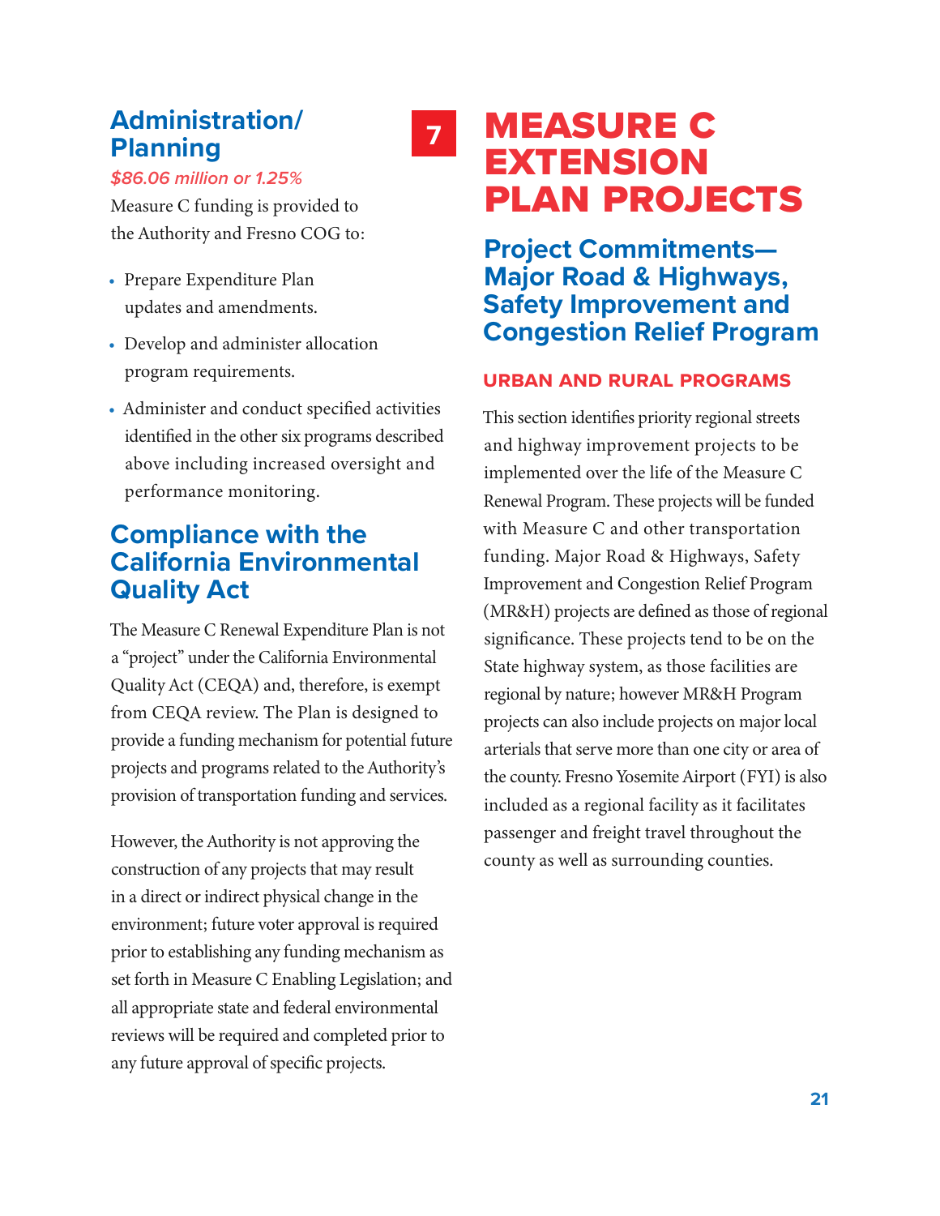## Administration/ Planning

*$86.06 million or 1.25%*

Measure C funding is provided to the Authority and Fresno COG to:

- Prepare Expenditure Plan updates and amendments.
- Develop and administer allocation program requirements.
- Administer and conduct specified activities identified in the other six programs described above including increased oversight and performance monitoring.

## Compliance with the California Environmental Quality Act

The Measure C Renewal Expenditure Plan is not a "project" under the California Environmental Quality Act (CEQA) and, therefore, is exempt from CEQA review. The Plan is designed to provide a funding mechanism for potential future projects and programs related to the Authority's provision of transportation funding and services.

However, the Authority is not approving the construction of any projects that may result in a direct or indirect physical change in the environment; future voter approval is required prior to establishing any funding mechanism as set forth in Measure C Enabling Legislation; and all appropriate state and federal environmental reviews will be required and completed prior to any future approval of specific projects.

# 7 MEASURE C EXTENSION PLAN PROJECTS

## Project Commitments—Major Road & Highways, Safety Improvement and Congestion Relief Program

### URBAN AND RURAL PROGRAMS

This section identifies priority regional streets and highway improvement projects to be implemented over the life of the Measure C Renewal Program. These projects will be funded with Measure C and other transportation funding. Major Road & Highways, Safety Improvement and Congestion Relief Program (MR&H) projects are defined as those of regional significance. These projects tend to be on the State highway system, as those facilities are regional by nature; however MR&H Program projects can also include projects on major local arterials that serve more than one city or area of the county. Fresno Yosemite Airport (FYI) is also included as a regional facility as it facilitates passenger and freight travel throughout the county as well as surrounding counties.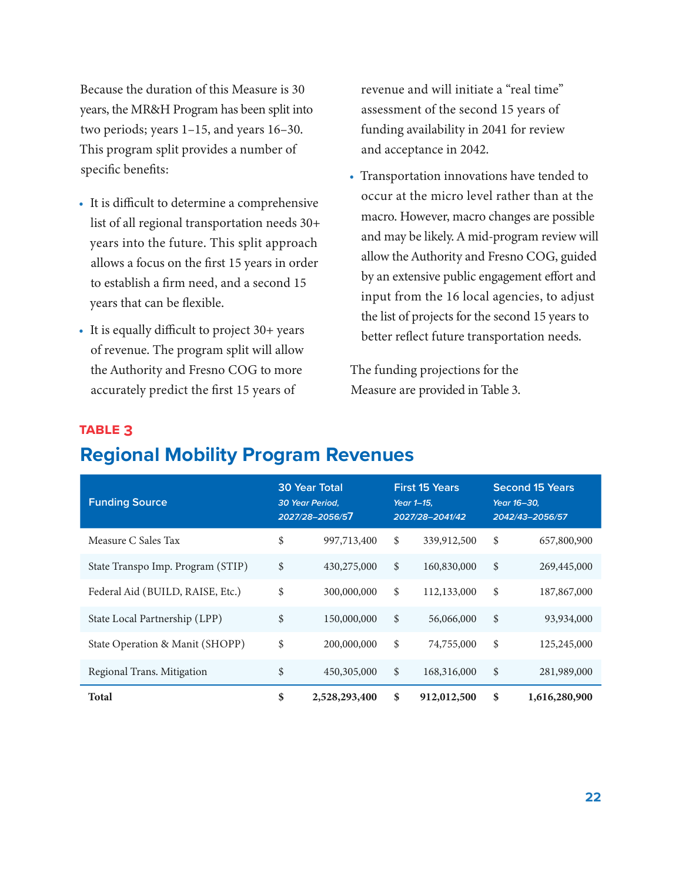Because the duration of this Measure is 30 years, the MR&H Program has been split into two periods; years 1–15, and years 16–30. This program split provides a number of specific benefits:

- It is difficult to determine a comprehensive list of all regional transportation needs 30+ years into the future. This split approach allows a focus on the first 15 years in order to establish a firm need, and a second 15 years that can be flexible.
- It is equally difficult to project 30+ years of revenue. The program split will allow the Authority and Fresno COG to more accurately predict the first 15 years of revenue and will initiate a "real time" assessment of the second 15 years of funding availability in 2041 for review and acceptance in 2042.
- Transportation innovations have tended to occur at the micro level rather than at the macro. However, macro changes are possible and may be likely. A mid-program review will allow the Authority and Fresno COG, guided by an extensive public engagement effort and input from the 16 local agencies, to adjust the list of projects for the second 15 years to better reflect future transportation needs.

The funding projections for the Measure are provided in Table 3.

**TABLE 3**

## Regional Mobility Program Revenues

| Funding Source | 30 Year Total *30 Year Period, 2027/28–2056/57* | First 15 Years *Year 1–15, 2027/28–2041/42* | Second 15 Years *Year 16–30, 2042/43–2056/57* |
|---|---|---|---|
| Measure C Sales Tax | $ 997,713,400 | $ 339,912,500 | $ 657,800,900 |
| State Transpo Imp. Program (STIP) | $ 430,275,000 | $ 160,830,000 | $ 269,445,000 |
| Federal Aid (BUILD, RAISE, Etc.) | $ 300,000,000 | $ 112,133,000 | $ 187,867,000 |
| State Local Partnership (LPP) | $ 150,000,000 | $ 56,066,000 | $ 93,934,000 |
| State Operation & Manit (SHOPP) | $ 200,000,000 | $ 74,755,000 | $ 125,245,000 |
| Regional Trans. Mitigation | $ 450,305,000 | $ 168,316,000 | $ 281,989,000 |
| **Total** | **$ 2,528,293,400** | **$ 912,012,500** | **$ 1,616,280,900** |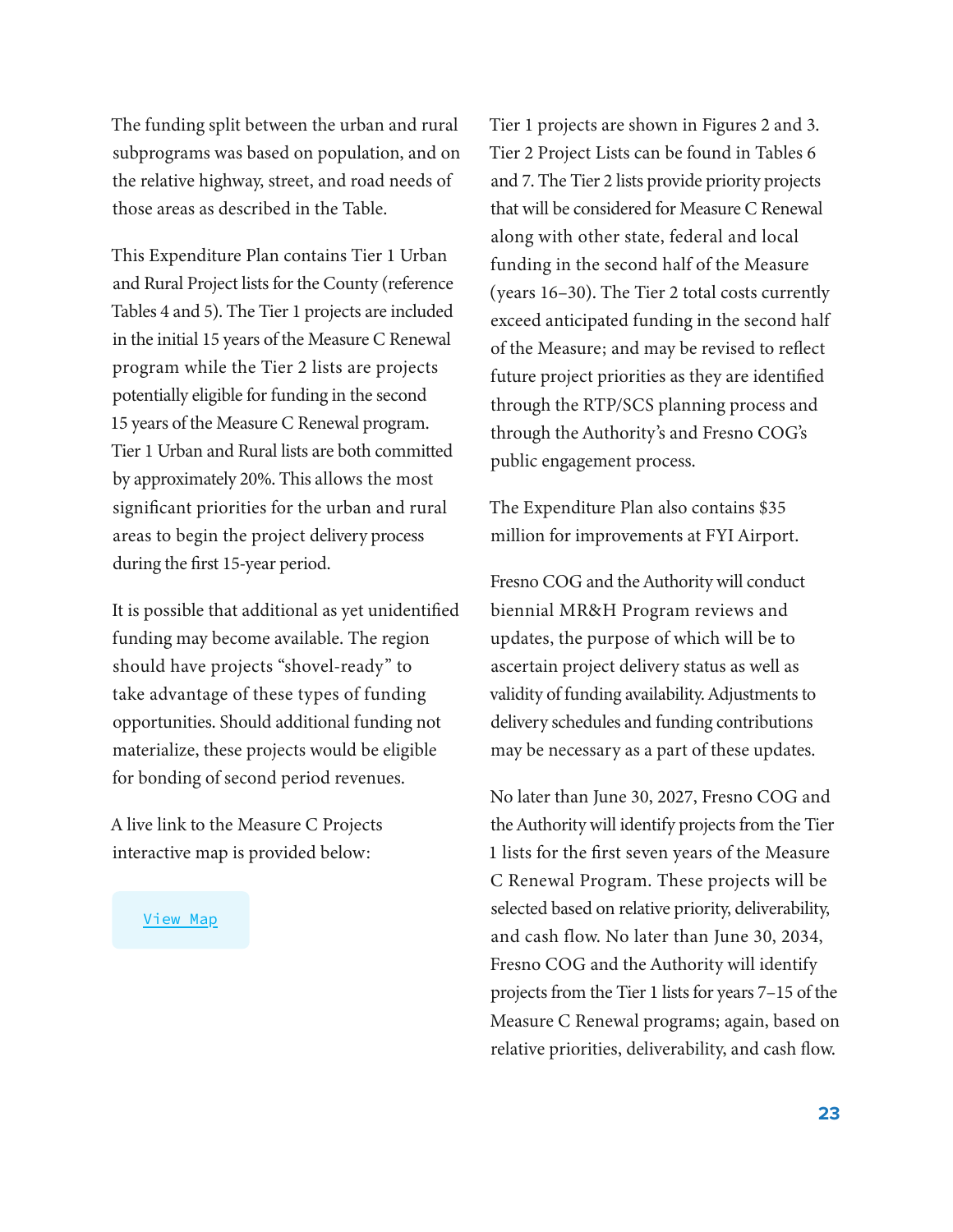The funding split between the urban and rural subprograms was based on population, and on the relative highway, street, and road needs of those areas as described in the Table.

This Expenditure Plan contains Tier 1 Urban and Rural Project lists for the County (reference Tables 4 and 5). The Tier 1 projects are included in the initial 15 years of the Measure C Renewal program while the Tier 2 lists are projects potentially eligible for funding in the second 15 years of the Measure C Renewal program. Tier 1 Urban and Rural lists are both committed by approximately 20%. This allows the most significant priorities for the urban and rural areas to begin the project delivery process during the first 15-year period.

It is possible that additional as yet unidentified funding may become available. The region should have projects "shovel-ready" to take advantage of these types of funding opportunities. Should additional funding not materialize, these projects would be eligible for bonding of second period revenues.

A live link to the Measure C Projects interactive map is provided below:

View Map

Tier 1 projects are shown in Figures 2 and 3. Tier 2 Project Lists can be found in Tables 6 and 7. The Tier 2 lists provide priority projects that will be considered for Measure C Renewal along with other state, federal and local funding in the second half of the Measure (years 16–30). The Tier 2 total costs currently exceed anticipated funding in the second half of the Measure; and may be revised to reflect future project priorities as they are identified through the RTP/SCS planning process and through the Authority's and Fresno COG's public engagement process.

The Expenditure Plan also contains $35 million for improvements at FYI Airport.

Fresno COG and the Authority will conduct biennial MR&H Program reviews and updates, the purpose of which will be to ascertain project delivery status as well as validity of funding availability. Adjustments to delivery schedules and funding contributions may be necessary as a part of these updates.

No later than June 30, 2027, Fresno COG and the Authority will identify projects from the Tier 1 lists for the first seven years of the Measure C Renewal Program. These projects will be selected based on relative priority, deliverability, and cash flow. No later than June 30, 2034, Fresno COG and the Authority will identify projects from the Tier 1 lists for years 7–15 of the Measure C Renewal programs; again, based on relative priorities, deliverability, and cash flow.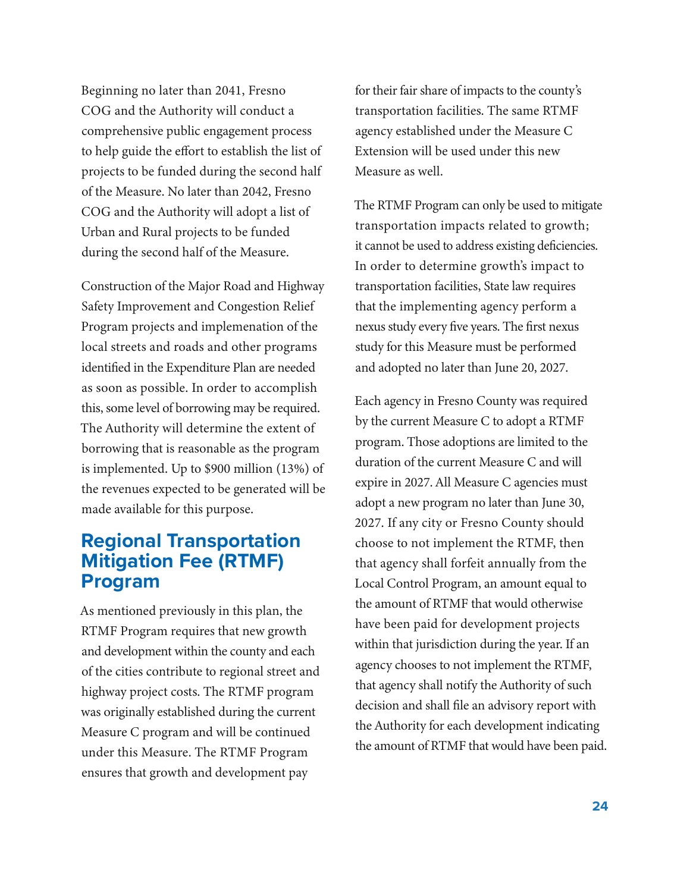Beginning no later than 2041, Fresno COG and the Authority will conduct a comprehensive public engagement process to help guide the effort to establish the list of projects to be funded during the second half of the Measure. No later than 2042, Fresno COG and the Authority will adopt a list of Urban and Rural projects to be funded during the second half of the Measure.

Construction of the Major Road and Highway Safety Improvement and Congestion Relief Program projects and implemenation of the local streets and roads and other programs identified in the Expenditure Plan are needed as soon as possible. In order to accomplish this, some level of borrowing may be required. The Authority will determine the extent of borrowing that is reasonable as the program is implemented. Up to $900 million (13%) of the revenues expected to be generated will be made available for this purpose.

## Regional Transportation Mitigation Fee (RTMF) Program

As mentioned previously in this plan, the RTMF Program requires that new growth and development within the county and each of the cities contribute to regional street and highway project costs. The RTMF program was originally established during the current Measure C program and will be continued under this Measure. The RTMF Program ensures that growth and development pay for their fair share of impacts to the county's transportation facilities. The same RTMF agency established under the Measure C Extension will be used under this new Measure as well.

The RTMF Program can only be used to mitigate transportation impacts related to growth; it cannot be used to address existing deficiencies. In order to determine growth's impact to transportation facilities, State law requires that the implementing agency perform a nexus study every five years. The first nexus study for this Measure must be performed and adopted no later than June 20, 2027.

Each agency in Fresno County was required by the current Measure C to adopt a RTMF program. Those adoptions are limited to the duration of the current Measure C and will expire in 2027. All Measure C agencies must adopt a new program no later than June 30, 2027. If any city or Fresno County should choose to not implement the RTMF, then that agency shall forfeit annually from the Local Control Program, an amount equal to the amount of RTMF that would otherwise have been paid for development projects within that jurisdiction during the year. If an agency chooses to not implement the RTMF, that agency shall notify the Authority of such decision and shall file an advisory report with the Authority for each development indicating the amount of RTMF that would have been paid.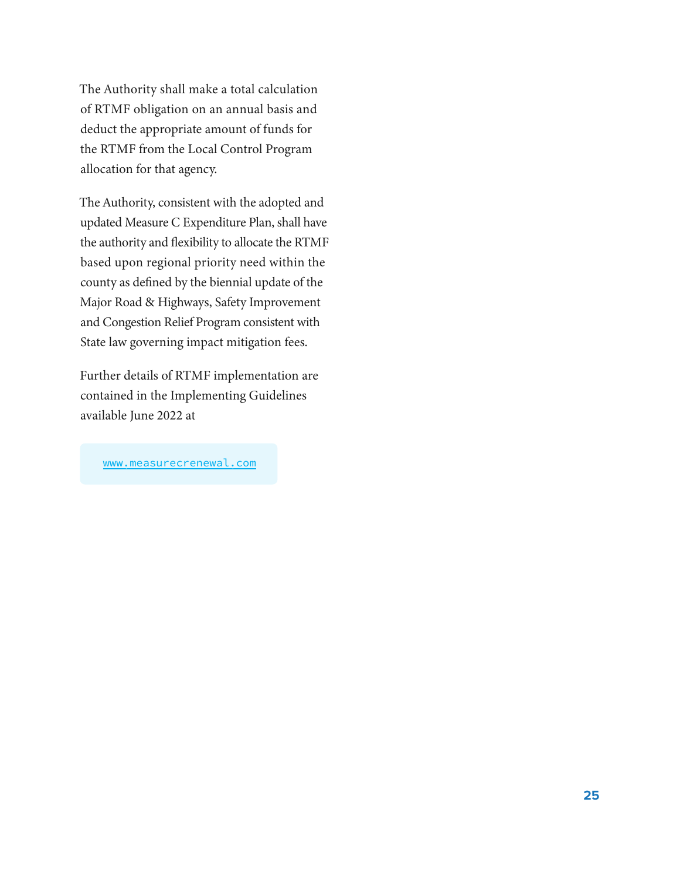The Authority shall make a total calculation of RTMF obligation on an annual basis and deduct the appropriate amount of funds for the RTMF from the Local Control Program allocation for that agency.

The Authority, consistent with the adopted and updated Measure C Expenditure Plan, shall have the authority and flexibility to allocate the RTMF based upon regional priority need within the county as defined by the biennial update of the Major Road & Highways, Safety Improvement and Congestion Relief Program consistent with State law governing impact mitigation fees.

Further details of RTMF implementation are contained in the Implementing Guidelines available June 2022 at

[www.measurecrenewal.com](http://www.measurecrenewal.com)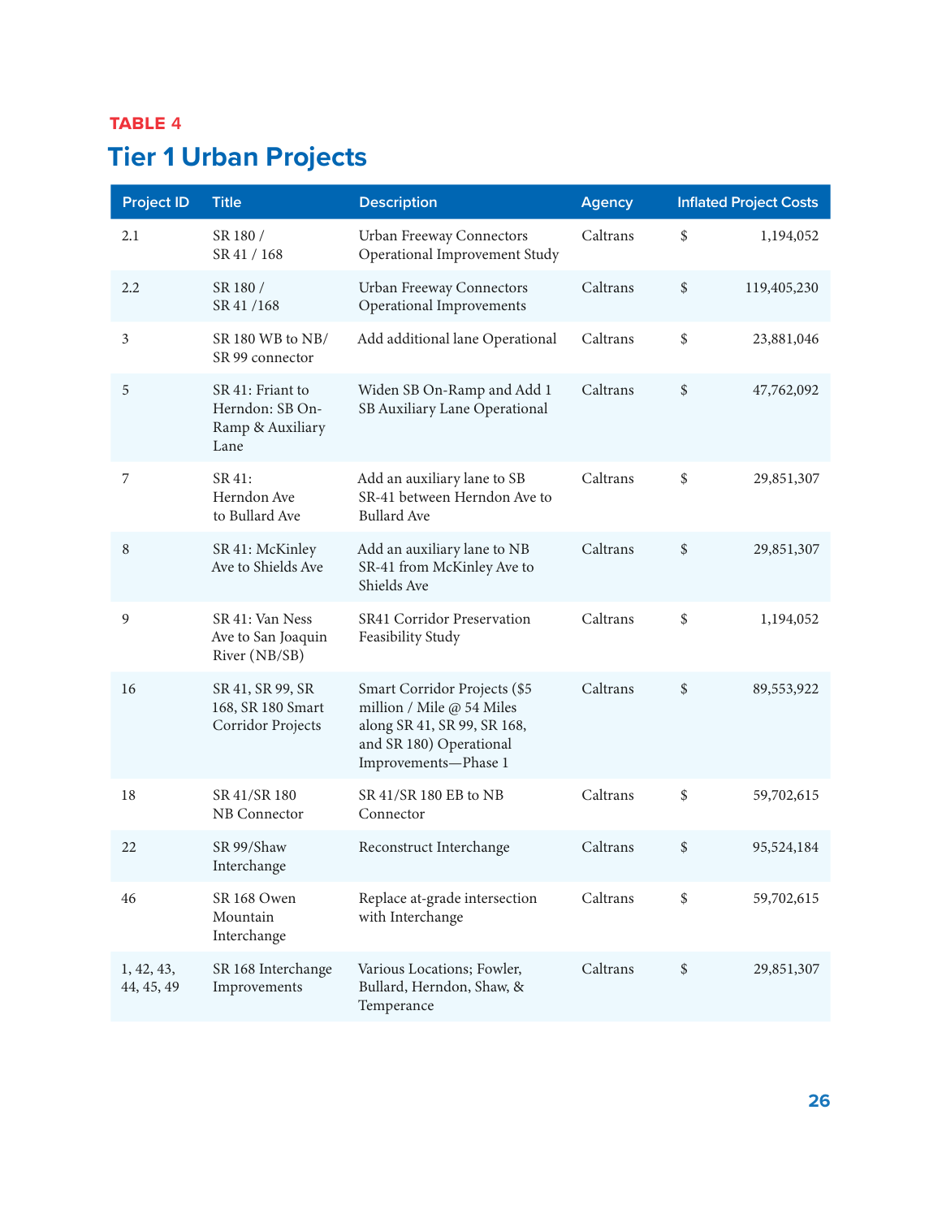TABLE 4

# Tier 1 Urban Projects

| Project ID | Title | Description | Agency | Inflated Project Costs |
|---|---|---|---|---|
| 2.1 | SR 180 / SR 41 / 168 | Urban Freeway Connectors Operational Improvement Study | Caltrans | $ 1,194,052 |
| 2.2 | SR 180 / SR 41 /168 | Urban Freeway Connectors Operational Improvements | Caltrans | $ 119,405,230 |
| 3 | SR 180 WB to NB/ SR 99 connector | Add additional lane Operational | Caltrans | $ 23,881,046 |
| 5 | SR 41: Friant to Herndon: SB On-Ramp & Auxiliary Lane | Widen SB On-Ramp and Add 1 SB Auxiliary Lane Operational | Caltrans | $ 47,762,092 |
| 7 | SR 41: Herndon Ave to Bullard Ave | Add an auxiliary lane to SB SR-41 between Herndon Ave to Bullard Ave | Caltrans | $ 29,851,307 |
| 8 | SR 41: McKinley Ave to Shields Ave | Add an auxiliary lane to NB SR-41 from McKinley Ave to Shields Ave | Caltrans | $ 29,851,307 |
| 9 | SR 41: Van Ness Ave to San Joaquin River (NB/SB) | SR41 Corridor Preservation Feasibility Study | Caltrans | $ 1,194,052 |
| 16 | SR 41, SR 99, SR 168, SR 180 Smart Corridor Projects | Smart Corridor Projects ($5 million / Mile @ 54 Miles along SR 41, SR 99, SR 168, and SR 180) Operational Improvements—Phase 1 | Caltrans | $ 89,553,922 |
| 18 | SR 41/SR 180 NB Connector | SR 41/SR 180 EB to NB Connector | Caltrans | $ 59,702,615 |
| 22 | SR 99/Shaw Interchange | Reconstruct Interchange | Caltrans | $ 95,524,184 |
| 46 | SR 168 Owen Mountain Interchange | Replace at-grade intersection with Interchange | Caltrans | $ 59,702,615 |
| 1, 42, 43, 44, 45, 49 | SR 168 Interchange Improvements | Various Locations; Fowler, Bullard, Herndon, Shaw, & Temperance | Caltrans | $ 29,851,307 |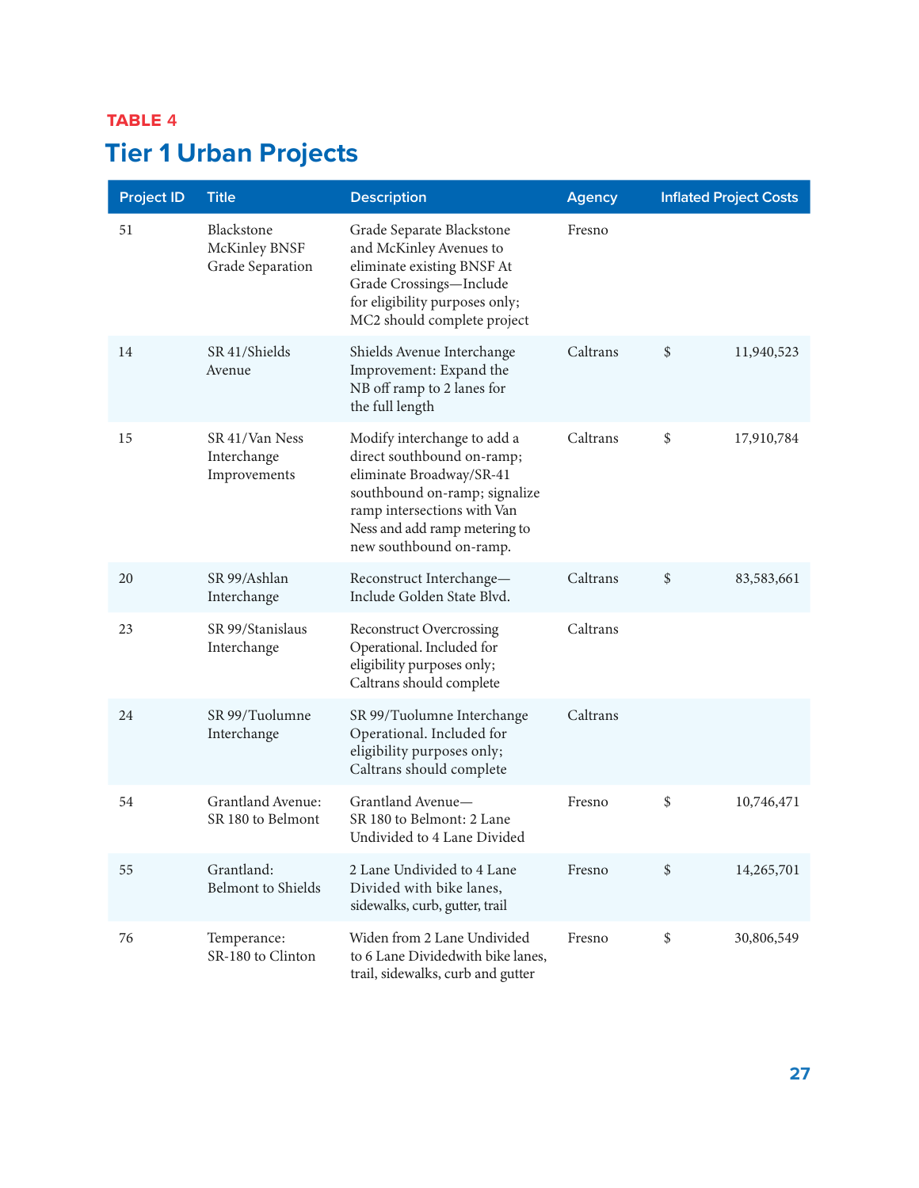TABLE 4

## Tier 1 Urban Projects

| Project ID | Title | Description | Agency | Inflated Project Costs |
|---|---|---|---|---|
| 51 | Blackstone McKinley BNSF Grade Separation | Grade Separate Blackstone and McKinley Avenues to eliminate existing BNSF At Grade Crossings—Include for eligibility purposes only; MC2 should complete project | Fresno | |
| 14 | SR 41/Shields Avenue | Shields Avenue Interchange Improvement: Expand the NB off ramp to 2 lanes for the full length | Caltrans | $ 11,940,523 |
| 15 | SR 41/Van Ness Interchange Improvements | Modify interchange to add a direct southbound on-ramp; eliminate Broadway/SR-41 southbound on-ramp; signalize ramp intersections with Van Ness and add ramp metering to new southbound on-ramp. | Caltrans | $ 17,910,784 |
| 20 | SR 99/Ashlan Interchange | Reconstruct Interchange—Include Golden State Blvd. | Caltrans | $ 83,583,661 |
| 23 | SR 99/Stanislaus Interchange | Reconstruct Overcrossing Operational. Included for eligibility purposes only; Caltrans should complete | Caltrans | |
| 24 | SR 99/Tuolumne Interchange | SR 99/Tuolumne Interchange Operational. Included for eligibility purposes only; Caltrans should complete | Caltrans | |
| 54 | Grantland Avenue: SR 180 to Belmont | Grantland Avenue—SR 180 to Belmont: 2 Lane Undivided to 4 Lane Divided | Fresno | $ 10,746,471 |
| 55 | Grantland: Belmont to Shields | 2 Lane Undivided to 4 Lane Divided with bike lanes, sidewalks, curb, gutter, trail | Fresno | $ 14,265,701 |
| 76 | Temperance: SR-180 to Clinton | Widen from 2 Lane Undivided to 6 Lane Dividedwith bike lanes, trail, sidewalks, curb and gutter | Fresno | $ 30,806,549 |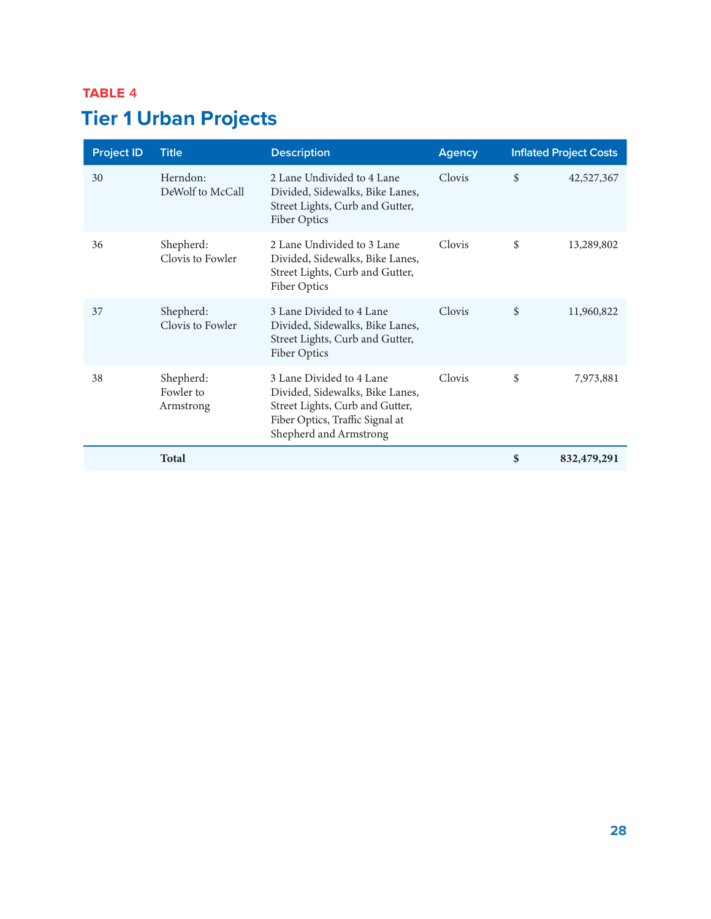TABLE 4

## Tier 1 Urban Projects

| Project ID | Title | Description | Agency | Inflated Project Costs |
|---|---|---|---|---|
| 30 | Herndon: DeWolf to McCall | 2 Lane Undivided to 4 Lane Divided, Sidewalks, Bike Lanes, Street Lights, Curb and Gutter, Fiber Optics | Clovis | $ 42,527,367 |
| 36 | Shepherd: Clovis to Fowler | 2 Lane Undivided to 3 Lane Divided, Sidewalks, Bike Lanes, Street Lights, Curb and Gutter, Fiber Optics | Clovis | $ 13,289,802 |
| 37 | Shepherd: Clovis to Fowler | 3 Lane Divided to 4 Lane Divided, Sidewalks, Bike Lanes, Street Lights, Curb and Gutter, Fiber Optics | Clovis | $ 11,960,822 |
| 38 | Shepherd: Fowler to Armstrong | 3 Lane Divided to 4 Lane Divided, Sidewalks, Bike Lanes, Street Lights, Curb and Gutter, Fiber Optics, Traffic Signal at Shepherd and Armstrong | Clovis | $ 7,973,881 |
| | **Total** | | | **$ 832,479,291** |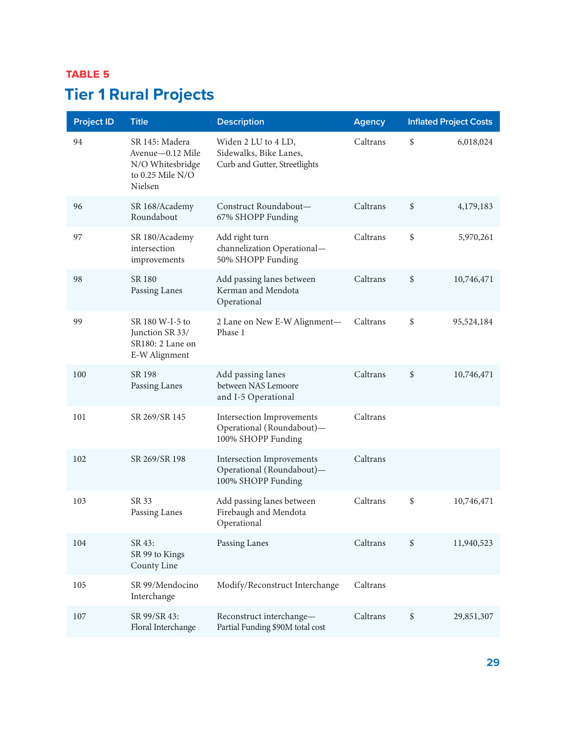**TABLE 5**

# Tier 1 Rural Projects

| Project ID | Title | Description | Agency | Inflated Project Costs |
|---|---|---|---|---|
| 94 | SR 145: Madera Avenue—0.12 Mile N/O Whitesbridge to 0.25 Mile N/O Nielsen | Widen 2 LU to 4 LD, Sidewalks, Bike Lanes, Curb and Gutter, Streetlights | Caltrans | $ 6,018,024 |
| 96 | SR 168/Academy Roundabout | Construct Roundabout—67% SHOPP Funding | Caltrans | $ 4,179,183 |
| 97 | SR 180/Academy intersection improvements | Add right turn channelization Operational—50% SHOPP Funding | Caltrans | $ 5,970,261 |
| 98 | SR 180 Passing Lanes | Add passing lanes between Kerman and Mendota Operational | Caltrans | $ 10,746,471 |
| 99 | SR 180 W-I-5 to Junction SR 33/ SR180: 2 Lane on E-W Alignment | 2 Lane on New E-W Alignment—Phase 1 | Caltrans | $ 95,524,184 |
| 100 | SR 198 Passing Lanes | Add passing lanes between NAS Lemoore and I-5 Operational | Caltrans | $ 10,746,471 |
| 101 | SR 269/SR 145 | Intersection Improvements Operational (Roundabout)—100% SHOPP Funding | Caltrans | |
| 102 | SR 269/SR 198 | Intersection Improvements Operational (Roundabout)—100% SHOPP Funding | Caltrans | |
| 103 | SR 33 Passing Lanes | Add passing lanes between Firebaugh and Mendota Operational | Caltrans | $ 10,746,471 |
| 104 | SR 43: SR 99 to Kings County Line | Passing Lanes | Caltrans | $ 11,940,523 |
| 105 | SR 99/Mendocino Interchange | Modify/Reconstruct Interchange | Caltrans | |
| 107 | SR 99/SR 43: Floral Interchange | Reconstruct interchange—Partial Funding $90M total cost | Caltrans | $ 29,851,307 |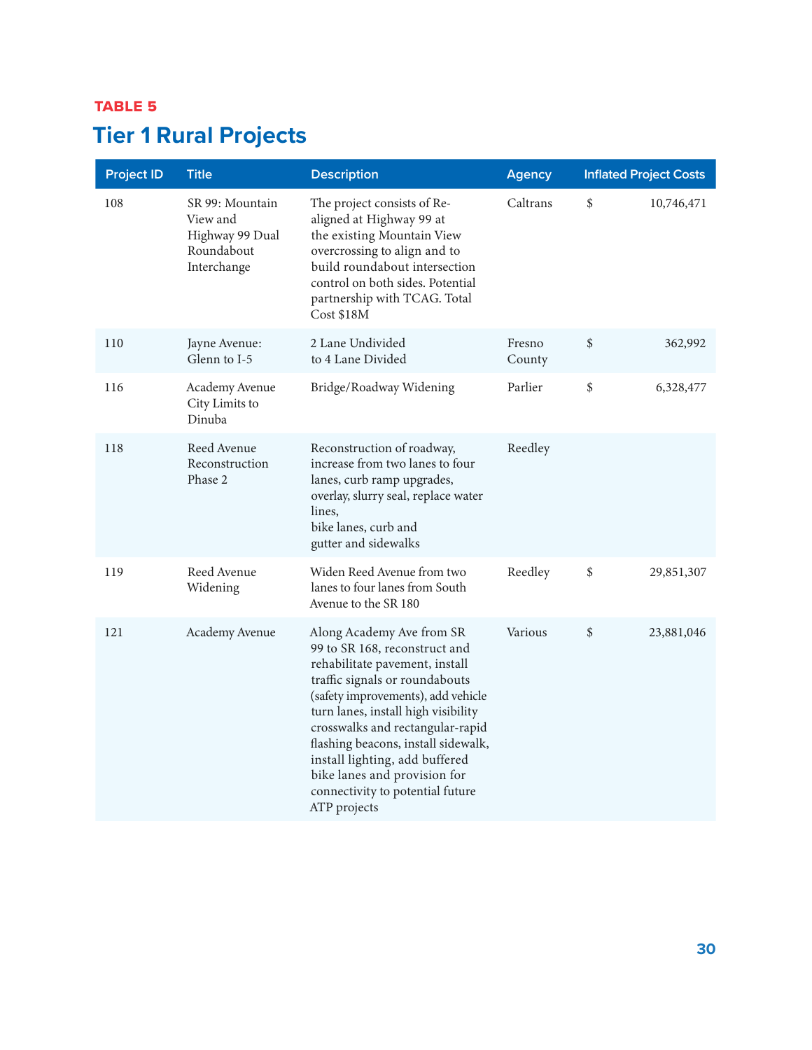**TABLE 5**

## Tier 1 Rural Projects

| Project ID | Title | Description | Agency | Inflated Project Costs |
|---|---|---|---|---|
| 108 | SR 99: Mountain View and Highway 99 Dual Roundabout Interchange | The project consists of Re-aligned at Highway 99 at the existing Mountain View overcrossing to align and to build roundabout intersection control on both sides. Potential partnership with TCAG. Total Cost $18M | Caltrans | $ 10,746,471 |
| 110 | Jayne Avenue: Glenn to I-5 | 2 Lane Undivided to 4 Lane Divided | Fresno County | $ 362,992 |
| 116 | Academy Avenue City Limits to Dinuba | Bridge/Roadway Widening | Parlier | $ 6,328,477 |
| 118 | Reed Avenue Reconstruction Phase 2 | Reconstruction of roadway, increase from two lanes to four lanes, curb ramp upgrades, overlay, slurry seal, replace water lines, bike lanes, curb and gutter and sidewalks | Reedley | |
| 119 | Reed Avenue Widening | Widen Reed Avenue from two lanes to four lanes from South Avenue to the SR 180 | Reedley | $ 29,851,307 |
| 121 | Academy Avenue | Along Academy Ave from SR 99 to SR 168, reconstruct and rehabilitate pavement, install traffic signals or roundabouts (safety improvements), add vehicle turn lanes, install high visibility crosswalks and rectangular-rapid flashing beacons, install sidewalk, install lighting, add buffered bike lanes and provision for connectivity to potential future ATP projects | Various | $ 23,881,046 |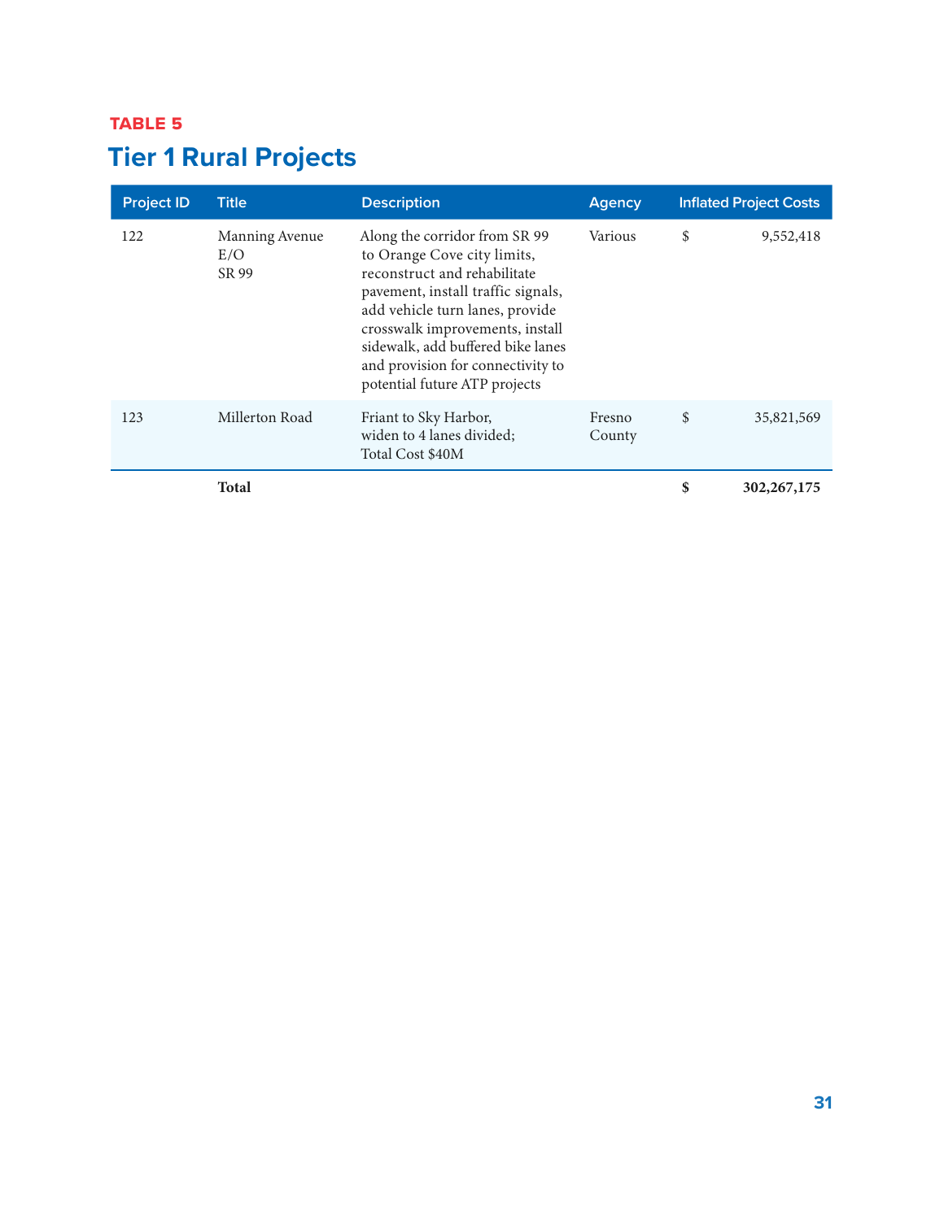**TABLE 5**

## Tier 1 Rural Projects

| Project ID | Title | Description | Agency | Inflated Project Costs |
|---|---|---|---|---|
| 122 | Manning Avenue E/O SR 99 | Along the corridor from SR 99 to Orange Cove city limits, reconstruct and rehabilitate pavement, install traffic signals, add vehicle turn lanes, provide crosswalk improvements, install sidewalk, add buffered bike lanes and provision for connectivity to potential future ATP projects | Various | $ 9,552,418 |
| 123 | Millerton Road | Friant to Sky Harbor, widen to 4 lanes divided; Total Cost $40M | Fresno County | $ 35,821,569 |
| | **Total** | | | **$ 302,267,175** |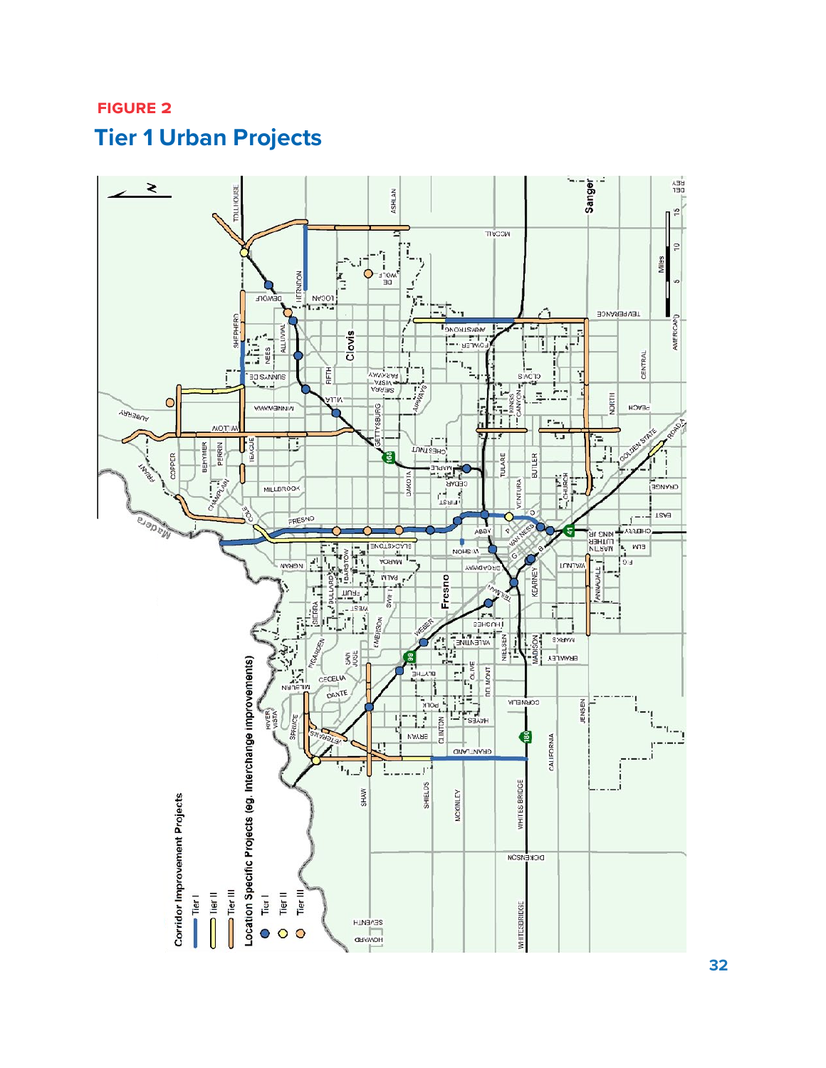**FIGURE 2**

## Tier 1 Urban Projects

Corridor Improvement Projects
- Tier I
- Tier II
- Tier III

Location Specific Projects (eg. Interchange improvements)
- Tier I
- Tier II
- Tier III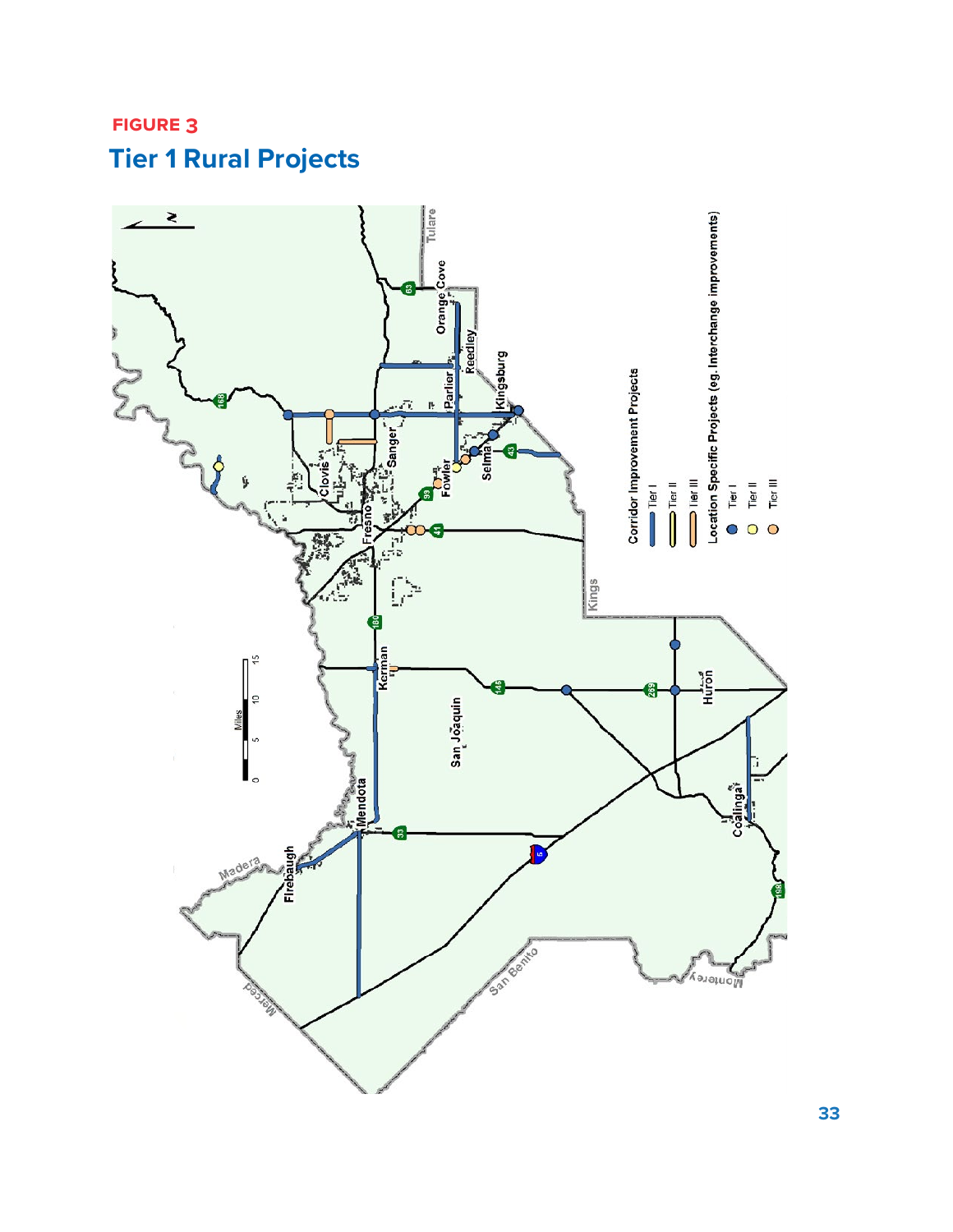**FIGURE 3**

## Tier 1 Rural Projects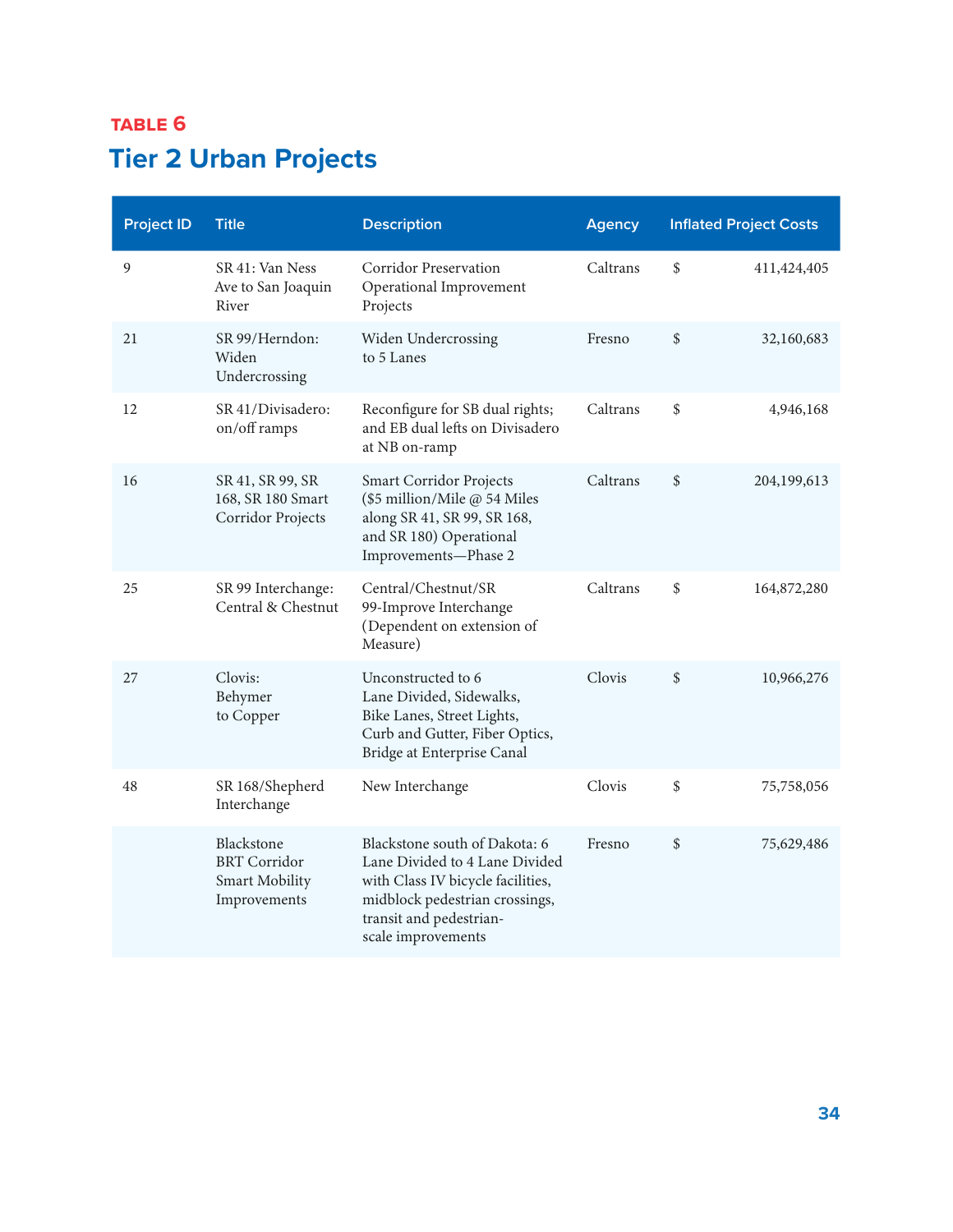TABLE 6

## Tier 2 Urban Projects

| Project ID | Title | Description | Agency | Inflated Project Costs |
|---|---|---|---|---|
| 9 | SR 41: Van Ness Ave to San Joaquin River | Corridor Preservation Operational Improvement Projects | Caltrans | $ 411,424,405 |
| 21 | SR 99/Herndon: Widen Undercrossing | Widen Undercrossing to 5 Lanes | Fresno | $ 32,160,683 |
| 12 | SR 41/Divisadero: on/off ramps | Reconfigure for SB dual rights; and EB dual lefts on Divisadero at NB on-ramp | Caltrans | $ 4,946,168 |
| 16 | SR 41, SR 99, SR 168, SR 180 Smart Corridor Projects | Smart Corridor Projects ($5 million/Mile @ 54 Miles along SR 41, SR 99, SR 168, and SR 180) Operational Improvements—Phase 2 | Caltrans | $ 204,199,613 |
| 25 | SR 99 Interchange: Central & Chestnut | Central/Chestnut/SR 99-Improve Interchange (Dependent on extension of Measure) | Caltrans | $ 164,872,280 |
| 27 | Clovis: Behymer to Copper | Unconstructed to 6 Lane Divided, Sidewalks, Bike Lanes, Street Lights, Curb and Gutter, Fiber Optics, Bridge at Enterprise Canal | Clovis | $ 10,966,276 |
| 48 | SR 168/Shepherd Interchange | New Interchange | Clovis | $ 75,758,056 |
| | Blackstone BRT Corridor Smart Mobility Improvements | Blackstone south of Dakota: 6 Lane Divided to 4 Lane Divided with Class IV bicycle facilities, midblock pedestrian crossings, transit and pedestrian-scale improvements | Fresno | $ 75,629,486 |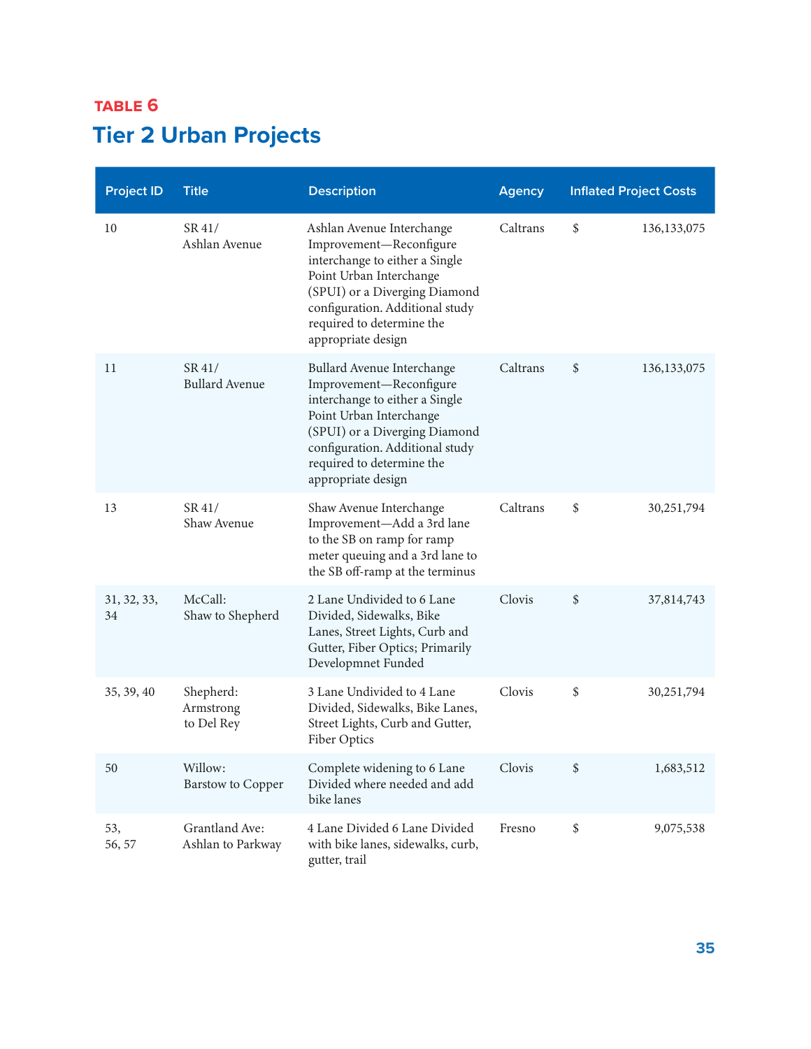**TABLE 6**

# Tier 2 Urban Projects

| Project ID | Title | Description | Agency | Inflated Project Costs | |
|---|---|---|---|---|---|
| 10 | SR 41/ Ashlan Avenue | Ashlan Avenue Interchange Improvement—Reconfigure interchange to either a Single Point Urban Interchange (SPUI) or a Diverging Diamond configuration. Additional study required to determine the appropriate design | Caltrans | $ | 136,133,075 |
| 11 | SR 41/ Bullard Avenue | Bullard Avenue Interchange Improvement—Reconfigure interchange to either a Single Point Urban Interchange (SPUI) or a Diverging Diamond configuration. Additional study required to determine the appropriate design | Caltrans | $ | 136,133,075 |
| 13 | SR 41/ Shaw Avenue | Shaw Avenue Interchange Improvement—Add a 3rd lane to the SB on ramp for ramp meter queuing and a 3rd lane to the SB off-ramp at the terminus | Caltrans | $ | 30,251,794 |
| 31, 32, 33, 34 | McCall: Shaw to Shepherd | 2 Lane Undivided to 6 Lane Divided, Sidewalks, Bike Lanes, Street Lights, Curb and Gutter, Fiber Optics; Primarily Developmnet Funded | Clovis | $ | 37,814,743 |
| 35, 39, 40 | Shepherd: Armstrong to Del Rey | 3 Lane Undivided to 4 Lane Divided, Sidewalks, Bike Lanes, Street Lights, Curb and Gutter, Fiber Optics | Clovis | $ | 30,251,794 |
| 50 | Willow: Barstow to Copper | Complete widening to 6 Lane Divided where needed and add bike lanes | Clovis | $ | 1,683,512 |
| 53, 56, 57 | Grantland Ave: Ashlan to Parkway | 4 Lane Divided 6 Lane Divided with bike lanes, sidewalks, curb, gutter, trail | Fresno | $ | 9,075,538 |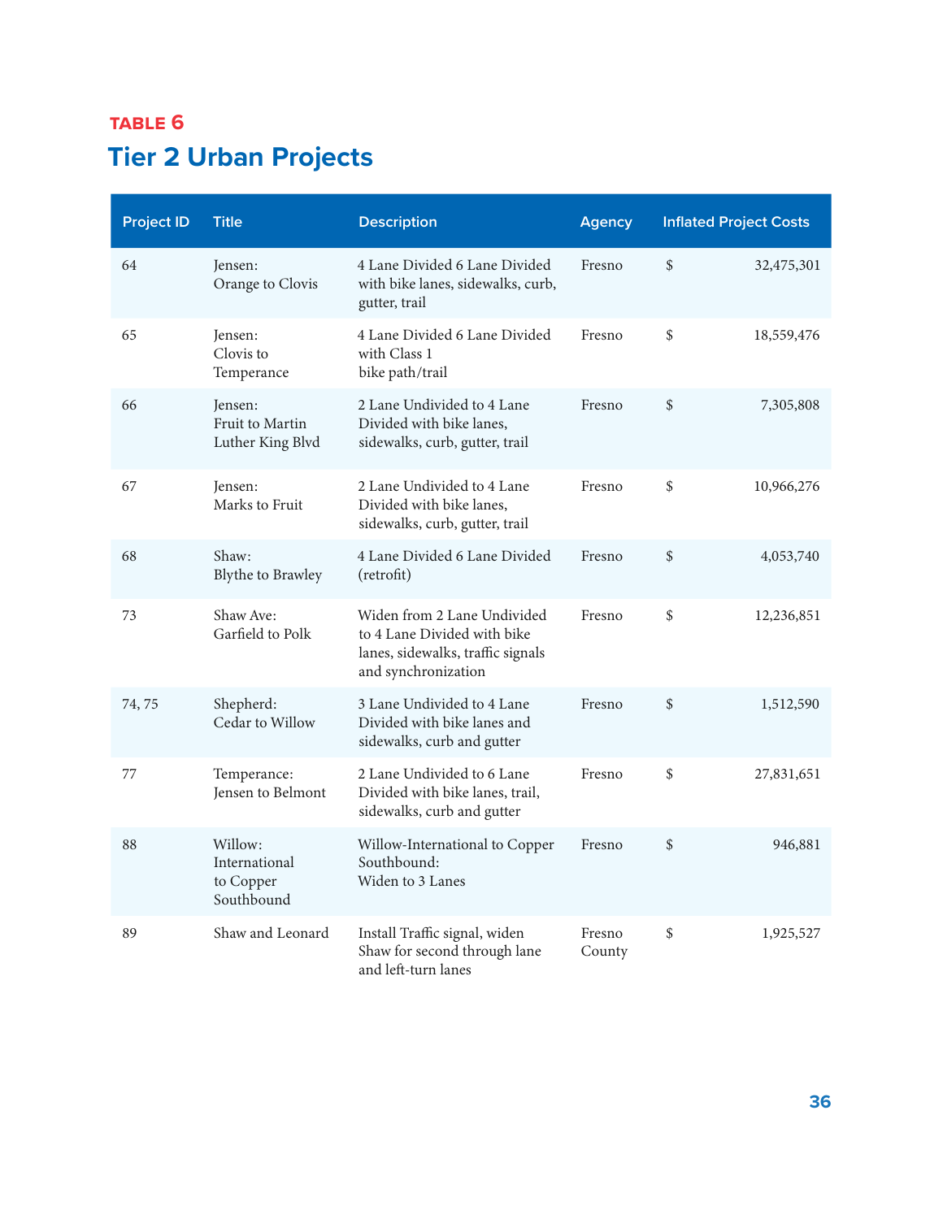**TABLE 6**

## Tier 2 Urban Projects

| Project ID | Title | Description | Agency | Inflated Project Costs |
|---|---|---|---|---|
| 64 | Jensen: Orange to Clovis | 4 Lane Divided 6 Lane Divided with bike lanes, sidewalks, curb, gutter, trail | Fresno | $ 32,475,301 |
| 65 | Jensen: Clovis to Temperance | 4 Lane Divided 6 Lane Divided with Class 1 bike path/trail | Fresno | $ 18,559,476 |
| 66 | Jensen: Fruit to Martin Luther King Blvd | 2 Lane Undivided to 4 Lane Divided with bike lanes, sidewalks, curb, gutter, trail | Fresno | $ 7,305,808 |
| 67 | Jensen: Marks to Fruit | 2 Lane Undivided to 4 Lane Divided with bike lanes, sidewalks, curb, gutter, trail | Fresno | $ 10,966,276 |
| 68 | Shaw: Blythe to Brawley | 4 Lane Divided 6 Lane Divided (retrofit) | Fresno | $ 4,053,740 |
| 73 | Shaw Ave: Garfield to Polk | Widen from 2 Lane Undivided to 4 Lane Divided with bike lanes, sidewalks, traffic signals and synchronization | Fresno | $ 12,236,851 |
| 74, 75 | Shepherd: Cedar to Willow | 3 Lane Undivided to 4 Lane Divided with bike lanes and sidewalks, curb and gutter | Fresno | $ 1,512,590 |
| 77 | Temperance: Jensen to Belmont | 2 Lane Undivided to 6 Lane Divided with bike lanes, trail, sidewalks, curb and gutter | Fresno | $ 27,831,651 |
| 88 | Willow: International to Copper Southbound | Willow-International to Copper Southbound: Widen to 3 Lanes | Fresno | $ 946,881 |
| 89 | Shaw and Leonard | Install Traffic signal, widen Shaw for second through lane and left-turn lanes | Fresno County | $ 1,925,527 |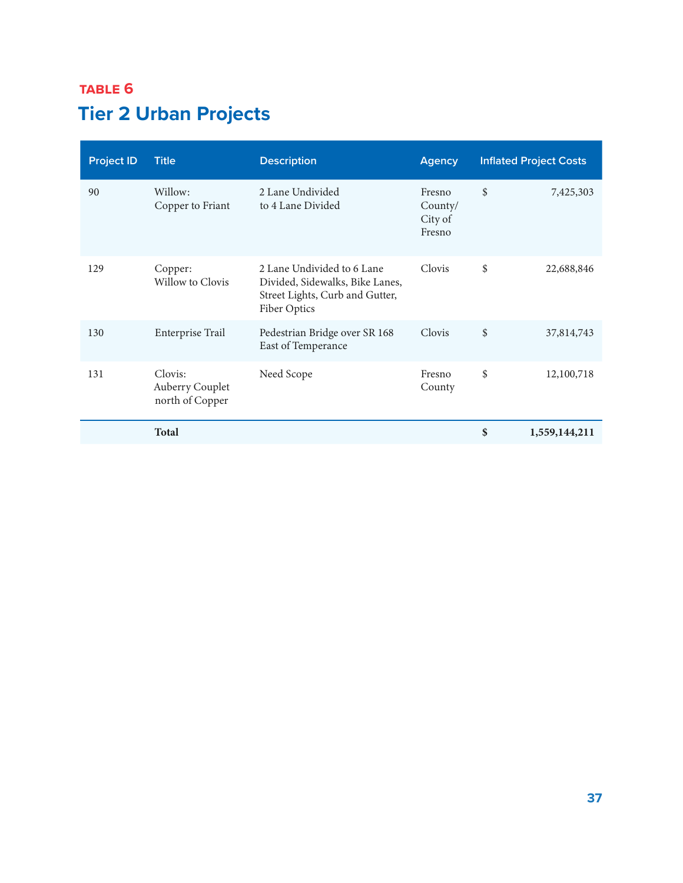TABLE 6

## Tier 2 Urban Projects

| Project ID | Title | Description | Agency | Inflated Project Costs | |
|---|---|---|---|---|---|
| 90 | Willow: Copper to Friant | 2 Lane Undivided to 4 Lane Divided | Fresno County/ City of Fresno | $ | 7,425,303 |
| 129 | Copper: Willow to Clovis | 2 Lane Undivided to 6 Lane Divided, Sidewalks, Bike Lanes, Street Lights, Curb and Gutter, Fiber Optics | Clovis | $ | 22,688,846 |
| 130 | Enterprise Trail | Pedestrian Bridge over SR 168 East of Temperance | Clovis | $ | 37,814,743 |
| 131 | Clovis: Auberry Couplet north of Copper | Need Scope | Fresno County | $ | 12,100,718 |
| | **Total** | | | **$** | **1,559,144,211** |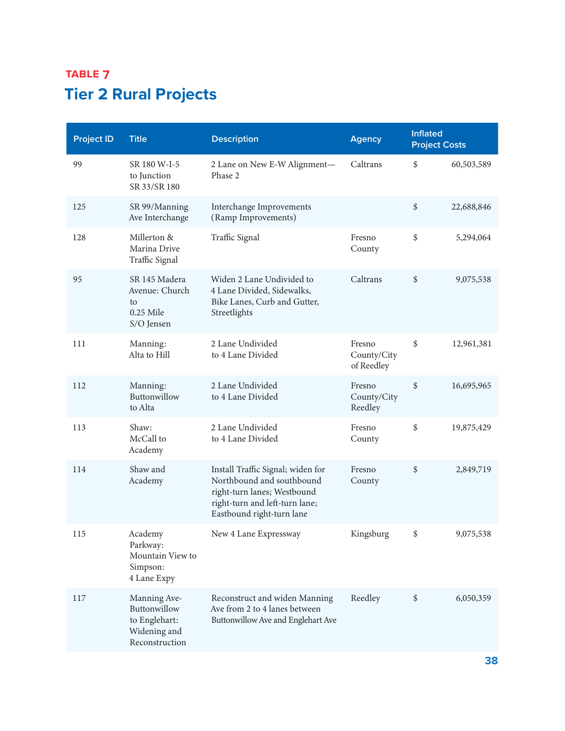**TABLE 7**

## Tier 2 Rural Projects

| Project ID | Title | Description | Agency | Inflated Project Costs |
|---|---|---|---|---|
| 99 | SR 180 W-I-5 to Junction SR 33/SR 180 | 2 Lane on New E-W Alignment—Phase 2 | Caltrans | $ 60,503,589 |
| 125 | SR 99/Manning Ave Interchange | Interchange Improvements (Ramp Improvements) | | $ 22,688,846 |
| 128 | Millerton & Marina Drive Traffic Signal | Traffic Signal | Fresno County | $ 5,294,064 |
| 95 | SR 145 Madera Avenue: Church to 0.25 Mile S/O Jensen | Widen 2 Lane Undivided to 4 Lane Divided, Sidewalks, Bike Lanes, Curb and Gutter, Streetlights | Caltrans | $ 9,075,538 |
| 111 | Manning: Alta to Hill | 2 Lane Undivided to 4 Lane Divided | Fresno County/City of Reedley | $ 12,961,381 |
| 112 | Manning: Buttonwillow to Alta | 2 Lane Undivided to 4 Lane Divided | Fresno County/City Reedley | $ 16,695,965 |
| 113 | Shaw: McCall to Academy | 2 Lane Undivided to 4 Lane Divided | Fresno County | $ 19,875,429 |
| 114 | Shaw and Academy | Install Traffic Signal; widen for Northbound and southbound right-turn lanes; Westbound right-turn and left-turn lane; Eastbound right-turn lane | Fresno County | $ 2,849,719 |
| 115 | Academy Parkway: Mountain View to Simpson: 4 Lane Expy | New 4 Lane Expressway | Kingsburg | $ 9,075,538 |
| 117 | Manning Ave-Buttonwillow to Englehart: Widening and Reconstruction | Reconstruct and widen Manning Ave from 2 to 4 lanes between Buttonwillow Ave and Englehart Ave | Reedley | $ 6,050,359 |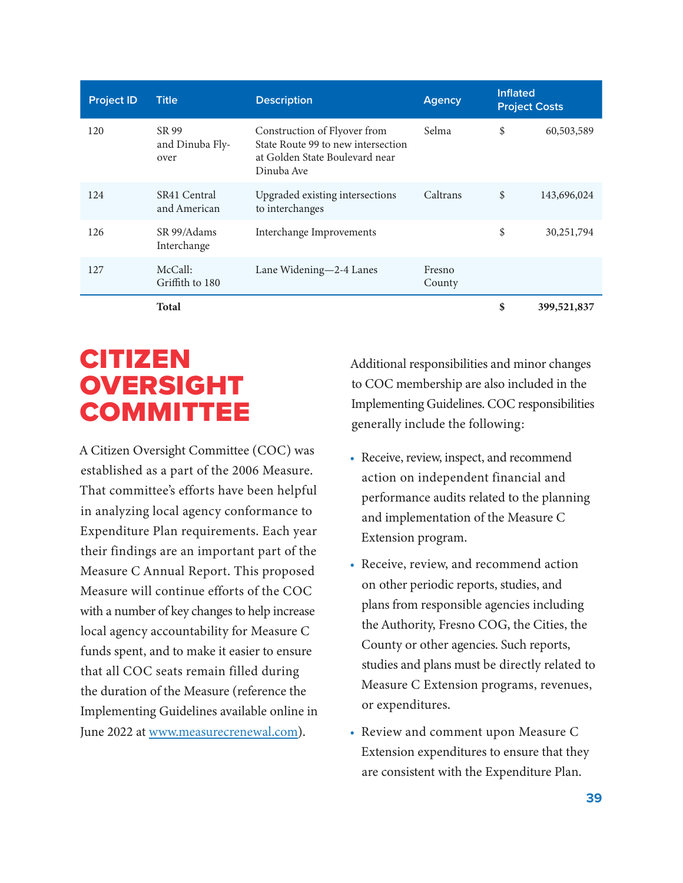| Project ID | Title | Description | Agency | Inflated Project Costs | |
|---|---|---|---|---|---|
| 120 | SR 99 and Dinuba Fly-over | Construction of Flyover from State Route 99 to new intersection at Golden State Boulevard near Dinuba Ave | Selma | $ | 60,503,589 |
| 124 | SR41 Central and American | Upgraded existing intersections to interchanges | Caltrans | $ | 143,696,024 |
| 126 | SR 99/Adams Interchange | Interchange Improvements | | $ | 30,251,794 |
| 127 | McCall: Griffith to 180 | Lane Widening—2-4 Lanes | Fresno County | | |
| | **Total** | | | **$** | **399,521,837** |

# CITIZEN OVERSIGHT COMMITTEE

A Citizen Oversight Committee (COC) was established as a part of the 2006 Measure. That committee's efforts have been helpful in analyzing local agency conformance to Expenditure Plan requirements. Each year their findings are an important part of the Measure C Annual Report. This proposed Measure will continue efforts of the COC with a number of key changes to help increase local agency accountability for Measure C funds spent, and to make it easier to ensure that all COC seats remain filled during the duration of the Measure (reference the Implementing Guidelines available online in June 2022 at [www.measurecrenewal.com](http://www.measurecrenewal.com)).

Additional responsibilities and minor changes to COC membership are also included in the Implementing Guidelines. COC responsibilities generally include the following:

- Receive, review, inspect, and recommend action on independent financial and performance audits related to the planning and implementation of the Measure C Extension program.
- Receive, review, and recommend action on other periodic reports, studies, and plans from responsible agencies including the Authority, Fresno COG, the Cities, the County or other agencies. Such reports, studies and plans must be directly related to Measure C Extension programs, revenues, or expenditures.
- Review and comment upon Measure C Extension expenditures to ensure that they are consistent with the Expenditure Plan.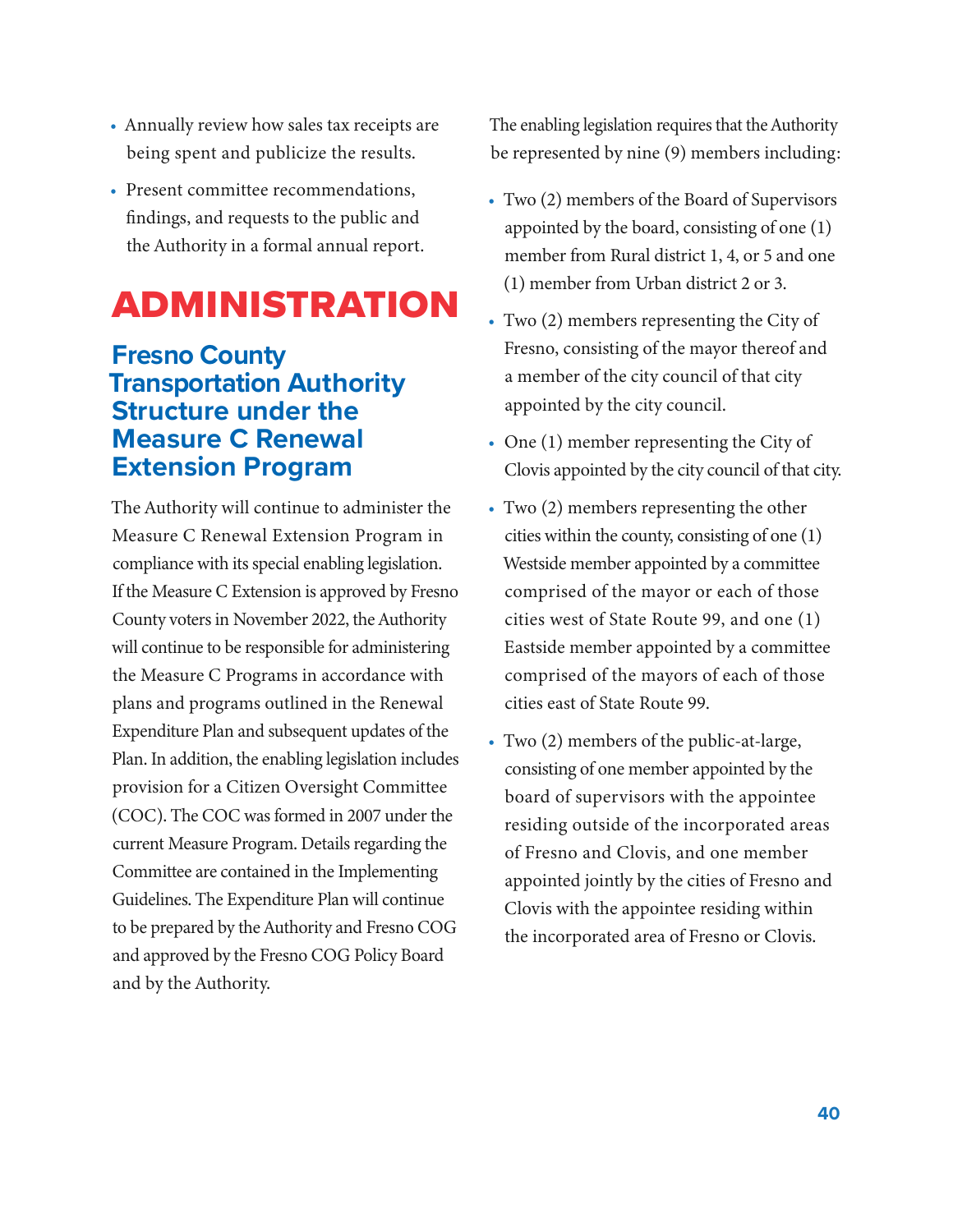- Annually review how sales tax receipts are being spent and publicize the results.
- Present committee recommendations, findings, and requests to the public and the Authority in a formal annual report.

# ADMINISTRATION

## Fresno County Transportation Authority Structure under the Measure C Renewal Extension Program

The Authority will continue to administer the Measure C Renewal Extension Program in compliance with its special enabling legislation. If the Measure C Extension is approved by Fresno County voters in November 2022, the Authority will continue to be responsible for administering the Measure C Programs in accordance with plans and programs outlined in the Renewal Expenditure Plan and subsequent updates of the Plan. In addition, the enabling legislation includes provision for a Citizen Oversight Committee (COC). The COC was formed in 2007 under the current Measure Program. Details regarding the Committee are contained in the Implementing Guidelines. The Expenditure Plan will continue to be prepared by the Authority and Fresno COG and approved by the Fresno COG Policy Board and by the Authority.

The enabling legislation requires that the Authority be represented by nine (9) members including:

- Two (2) members of the Board of Supervisors appointed by the board, consisting of one (1) member from Rural district 1, 4, or 5 and one (1) member from Urban district 2 or 3.
- Two (2) members representing the City of Fresno, consisting of the mayor thereof and a member of the city council of that city appointed by the city council.
- One (1) member representing the City of Clovis appointed by the city council of that city.
- Two (2) members representing the other cities within the county, consisting of one (1) Westside member appointed by a committee comprised of the mayor or each of those cities west of State Route 99, and one (1) Eastside member appointed by a committee comprised of the mayors of each of those cities east of State Route 99.
- Two (2) members of the public-at-large, consisting of one member appointed by the board of supervisors with the appointee residing outside of the incorporated areas of Fresno and Clovis, and one member appointed jointly by the cities of Fresno and Clovis with the appointee residing within the incorporated area of Fresno or Clovis.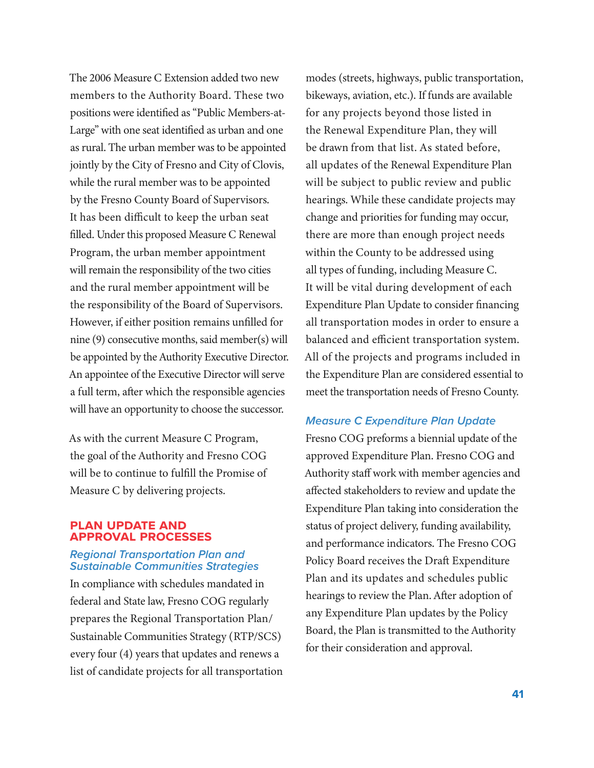The 2006 Measure C Extension added two new members to the Authority Board. These two positions were identified as "Public Members-at-Large" with one seat identified as urban and one as rural. The urban member was to be appointed jointly by the City of Fresno and City of Clovis, while the rural member was to be appointed by the Fresno County Board of Supervisors. It has been difficult to keep the urban seat filled. Under this proposed Measure C Renewal Program, the urban member appointment will remain the responsibility of the two cities and the rural member appointment will be the responsibility of the Board of Supervisors. However, if either position remains unfilled for nine (9) consecutive months, said member(s) will be appointed by the Authority Executive Director. An appointee of the Executive Director will serve a full term, after which the responsible agencies will have an opportunity to choose the successor.

As with the current Measure C Program, the goal of the Authority and Fresno COG will be to continue to fulfill the Promise of Measure C by delivering projects.

## PLAN UPDATE AND APPROVAL PROCESSES

### *Regional Transportation Plan and Sustainable Communities Strategies*

In compliance with schedules mandated in federal and State law, Fresno COG regularly prepares the Regional Transportation Plan/ Sustainable Communities Strategy (RTP/SCS) every four (4) years that updates and renews a list of candidate projects for all transportation modes (streets, highways, public transportation, bikeways, aviation, etc.). If funds are available for any projects beyond those listed in the Renewal Expenditure Plan, they will be drawn from that list. As stated before, all updates of the Renewal Expenditure Plan will be subject to public review and public hearings. While these candidate projects may change and priorities for funding may occur, there are more than enough project needs within the County to be addressed using all types of funding, including Measure C. It will be vital during development of each Expenditure Plan Update to consider financing all transportation modes in order to ensure a balanced and efficient transportation system. All of the projects and programs included in the Expenditure Plan are considered essential to meet the transportation needs of Fresno County.

### *Measure C Expenditure Plan Update*

Fresno COG preforms a biennial update of the approved Expenditure Plan. Fresno COG and Authority staff work with member agencies and affected stakeholders to review and update the Expenditure Plan taking into consideration the status of project delivery, funding availability, and performance indicators. The Fresno COG Policy Board receives the Draft Expenditure Plan and its updates and schedules public hearings to review the Plan. After adoption of any Expenditure Plan updates by the Policy Board, the Plan is transmitted to the Authority for their consideration and approval.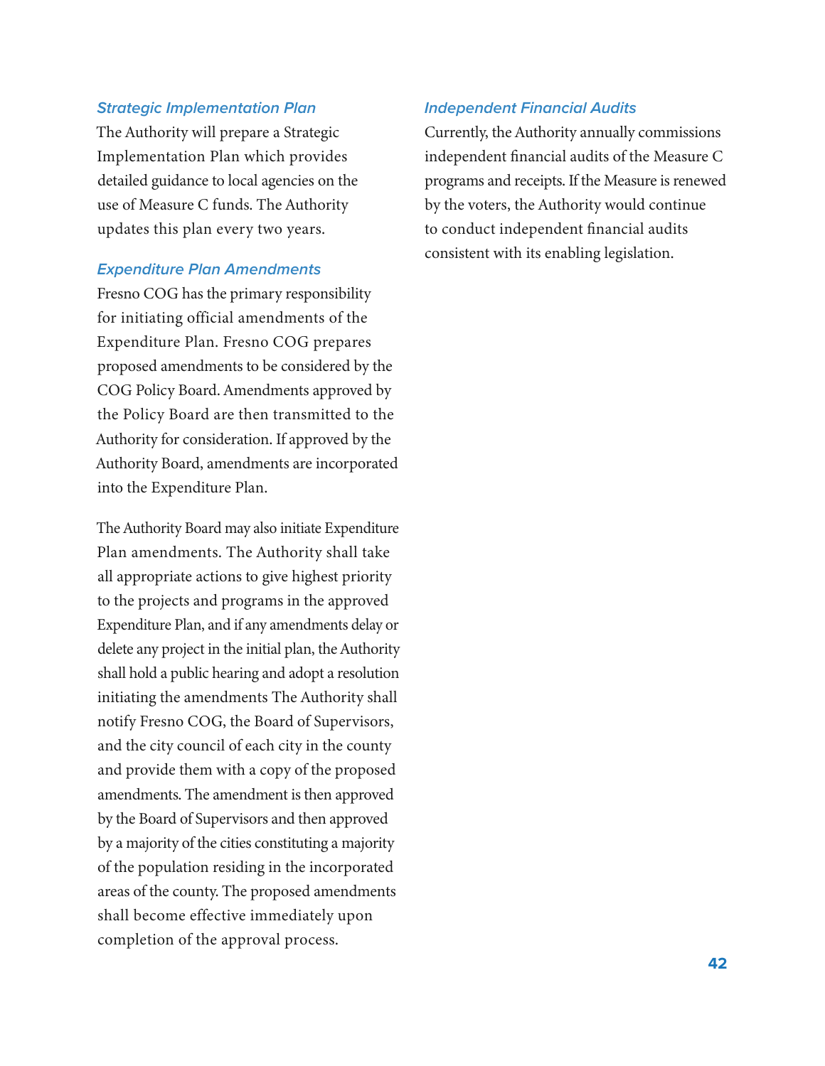### *Strategic Implementation Plan*

The Authority will prepare a Strategic Implementation Plan which provides detailed guidance to local agencies on the use of Measure C funds. The Authority updates this plan every two years.

### *Expenditure Plan Amendments*

Fresno COG has the primary responsibility for initiating official amendments of the Expenditure Plan. Fresno COG prepares proposed amendments to be considered by the COG Policy Board. Amendments approved by the Policy Board are then transmitted to the Authority for consideration. If approved by the Authority Board, amendments are incorporated into the Expenditure Plan.

The Authority Board may also initiate Expenditure Plan amendments. The Authority shall take all appropriate actions to give highest priority to the projects and programs in the approved Expenditure Plan, and if any amendments delay or delete any project in the initial plan, the Authority shall hold a public hearing and adopt a resolution initiating the amendments The Authority shall notify Fresno COG, the Board of Supervisors, and the city council of each city in the county and provide them with a copy of the proposed amendments. The amendment is then approved by the Board of Supervisors and then approved by a majority of the cities constituting a majority of the population residing in the incorporated areas of the county. The proposed amendments shall become effective immediately upon completion of the approval process.

### *Independent Financial Audits*

Currently, the Authority annually commissions independent financial audits of the Measure C programs and receipts. If the Measure is renewed by the voters, the Authority would continue to conduct independent financial audits consistent with its enabling legislation.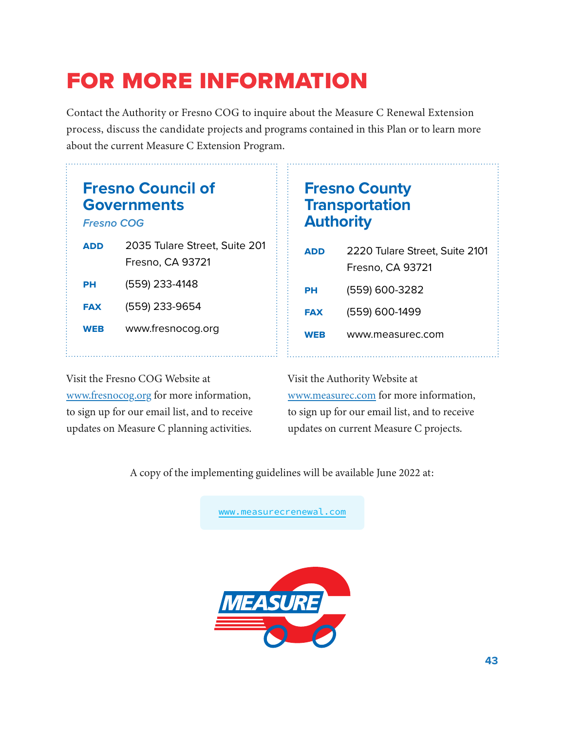# FOR MORE INFORMATION

Contact the Authority or Fresno COG to inquire about the Measure C Renewal Extension process, discuss the candidate projects and programs contained in this Plan or to learn more about the current Measure C Extension Program.

## Fresno Council of Governments

*Fresno COG*

**ADD** 2035 Tulare Street, Suite 201
Fresno, CA 93721

**PH** (559) 233-4148

**FAX** (559) 233-9654

**WEB** www.fresnocog.org

Visit the Fresno COG Website at www.fresnocog.org for more information, to sign up for our email list, and to receive updates on Measure C planning activities.

## Fresno County Transportation Authority

**ADD** 2220 Tulare Street, Suite 2101
Fresno, CA 93721

**PH** (559) 600-3282

**FAX** (559) 600-1499

**WEB** www.measurec.com

Visit the Authority Website at www.measurec.com for more information, to sign up for our email list, and to receive updates on current Measure C projects.

A copy of the implementing guidelines will be available June 2022 at:

www.measurecrenewal.com

MEASURE C